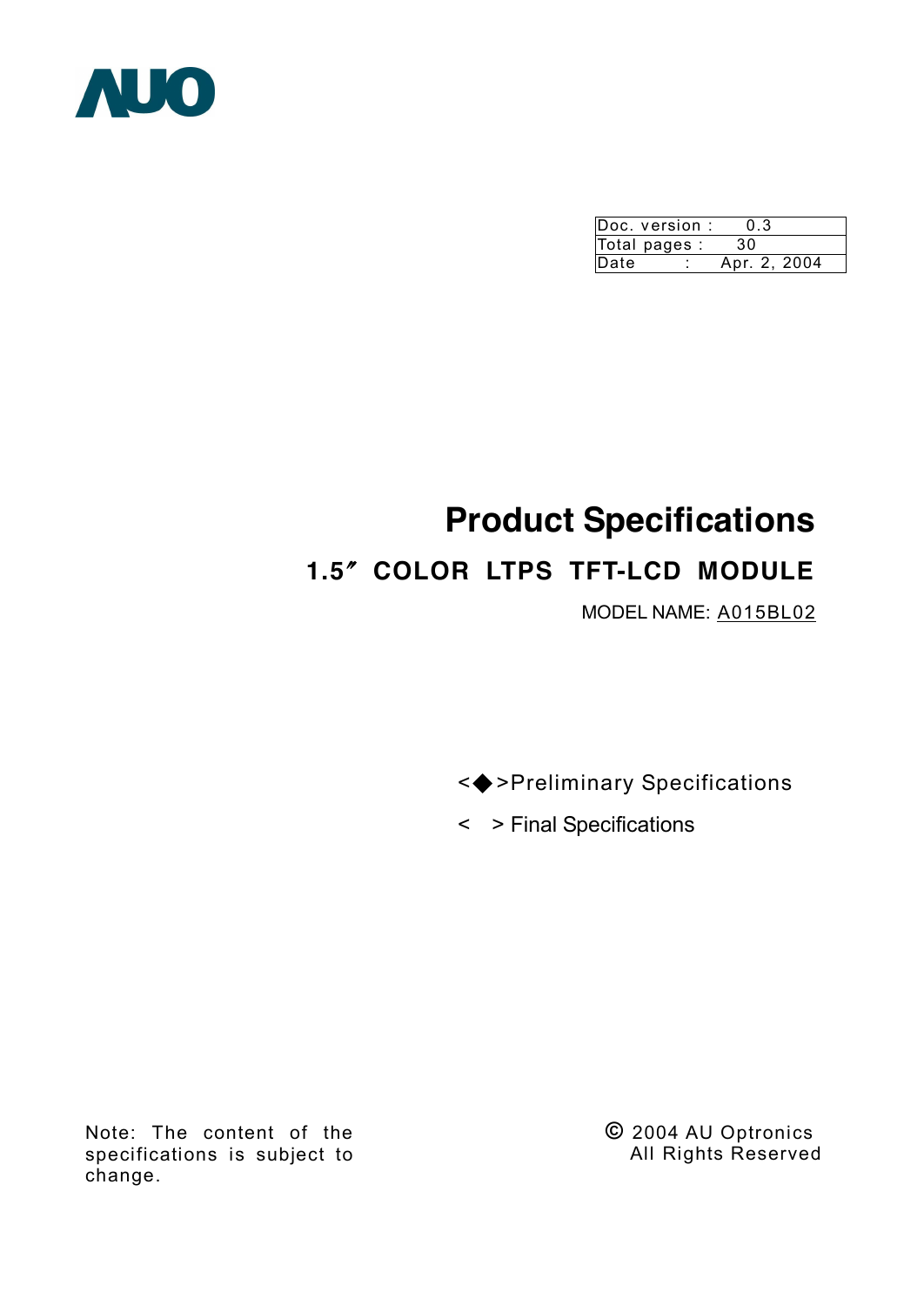AUO

| Doc. version : | 0.3 |
| --- | --- |
| Total pages : | 30 |
| Date : | Apr. 2, 2004 |

# Product Specifications

## 1.5″ COLOR LTPS TFT-LCD MODULE

MODEL NAME: A015BL02

<◆>Preliminary Specifications

< > Final Specifications

Note: The content of the specifications is subject to change.

© 2004 AU Optronics
All Rights Reserved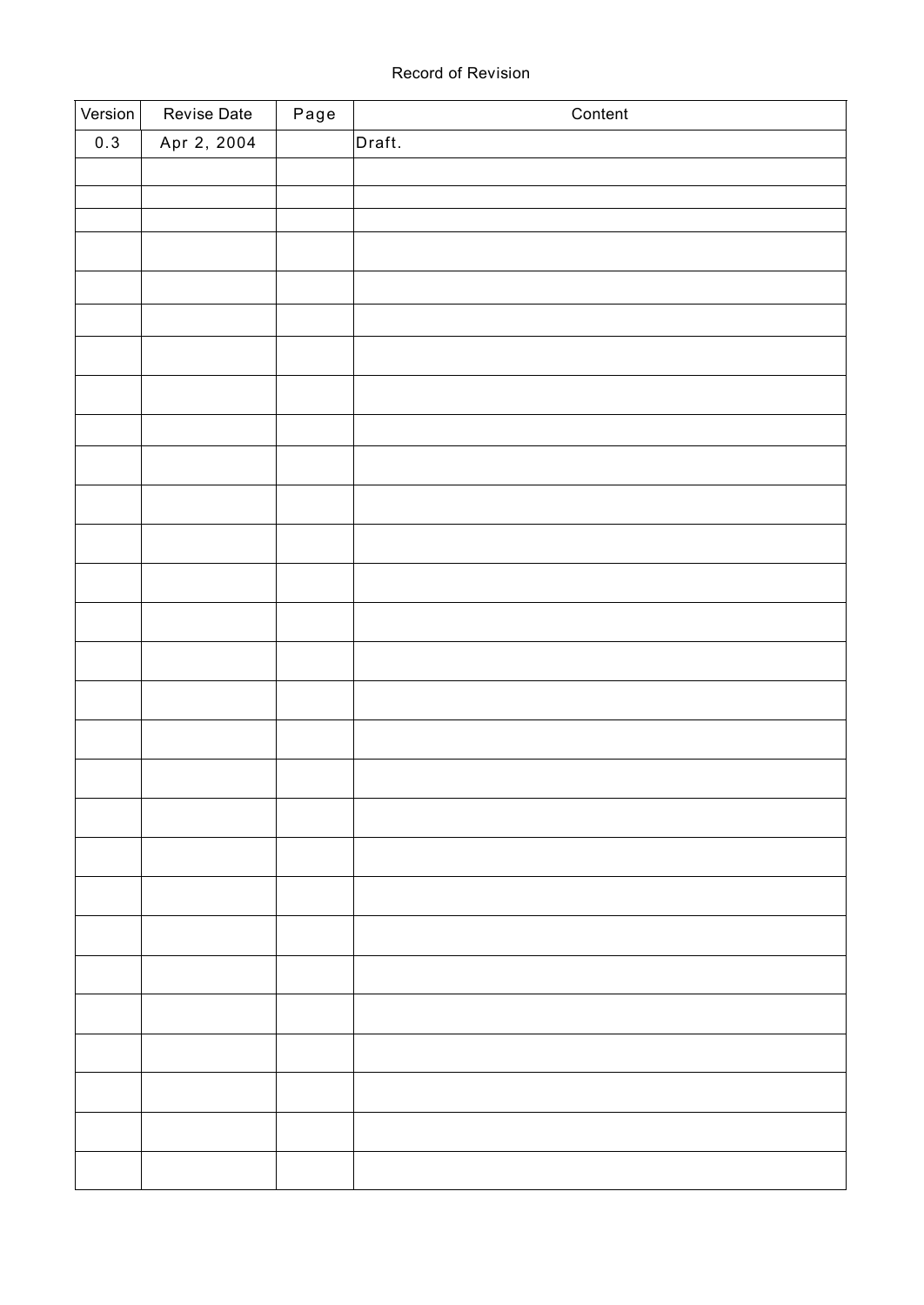Record of Revision

| Version | Revise Date | Page | Content |
|---|---|---|---|
| 0.3 | Apr 2, 2004 | | Draft. |
| | | | |
| | | | |
| | | | |
| | | | |
| | | | |
| | | | |
| | | | |
| | | | |
| | | | |
| | | | |
| | | | |
| | | | |
| | | | |
| | | | |
| | | | |
| | | | |
| | | | |
| | | | |
| | | | |
| | | | |
| | | | |
| | | | |
| | | | |
| | | | |
| | | | |
| | | | |
| | | | |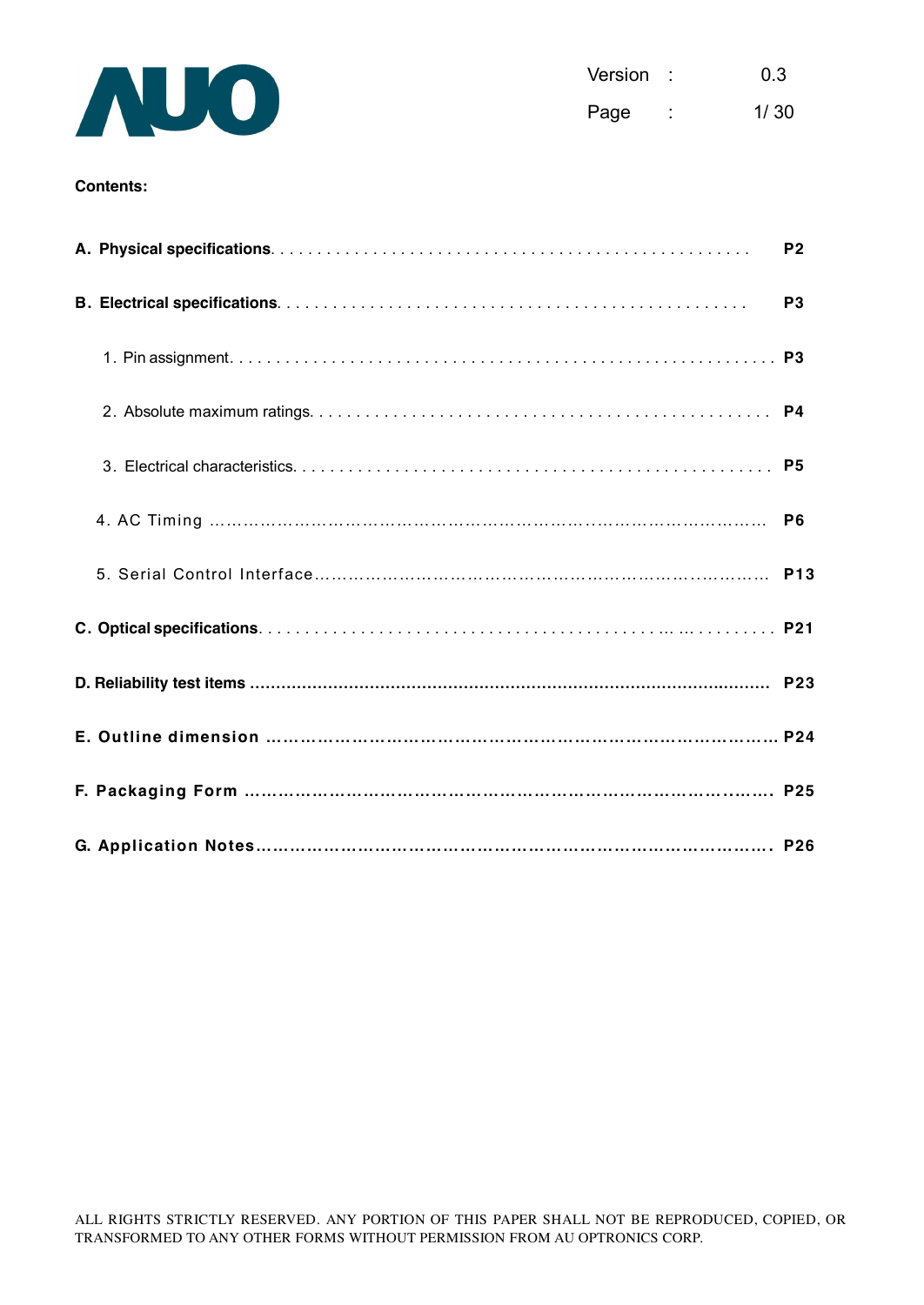**Contents:**

**A. Physical specifications** . . . . . . . . . . . . . . . . . . . . . . . . . . . . . . . . . . . . . . . . . . . . . . . . **P2**

**B. Electrical specifications** . . . . . . . . . . . . . . . . . . . . . . . . . . . . . . . . . . . . . . . . . . . . . . . **P3**

1. Pin assignment. . . . . . . . . . . . . . . . . . . . . . . . . . . . . . . . . . . . . . . . . . . . . . . . . . . . . . . . **P3**

2. Absolute maximum ratings. . . . . . . . . . . . . . . . . . . . . . . . . . . . . . . . . . . . . . . . . . . . . . . **P4**

3. Electrical characteristics. . . . . . . . . . . . . . . . . . . . . . . . . . . . . . . . . . . . . . . . . . . . . . . . . **P5**

4. AC Timing …………………………………………………………………………………… **P6**

5. Serial Control Interface……………………………………………………………………… **P13**

**C. Optical specifications** . . . . . . . . . . . . . . . . . . . . . . . . . . . . . . . . . . . . . . . . . . . . . . . . . . **P21**

**D. Reliability test items** ………………………………………………………………………… **P23**

**E. Outline dimension** …………………………………………………………………………… **P24**

**F. Packaging Form** ……………………………………………………………………………… **P25**

**G. Application Notes**……………………………………………………………………………… **P26**

ALL RIGHTS STRICTLY RESERVED. ANY PORTION OF THIS PAPER SHALL NOT BE REPRODUCED, COPIED, OR TRANSFORMED TO ANY OTHER FORMS WITHOUT PERMISSION FROM AU OPTRONICS CORP.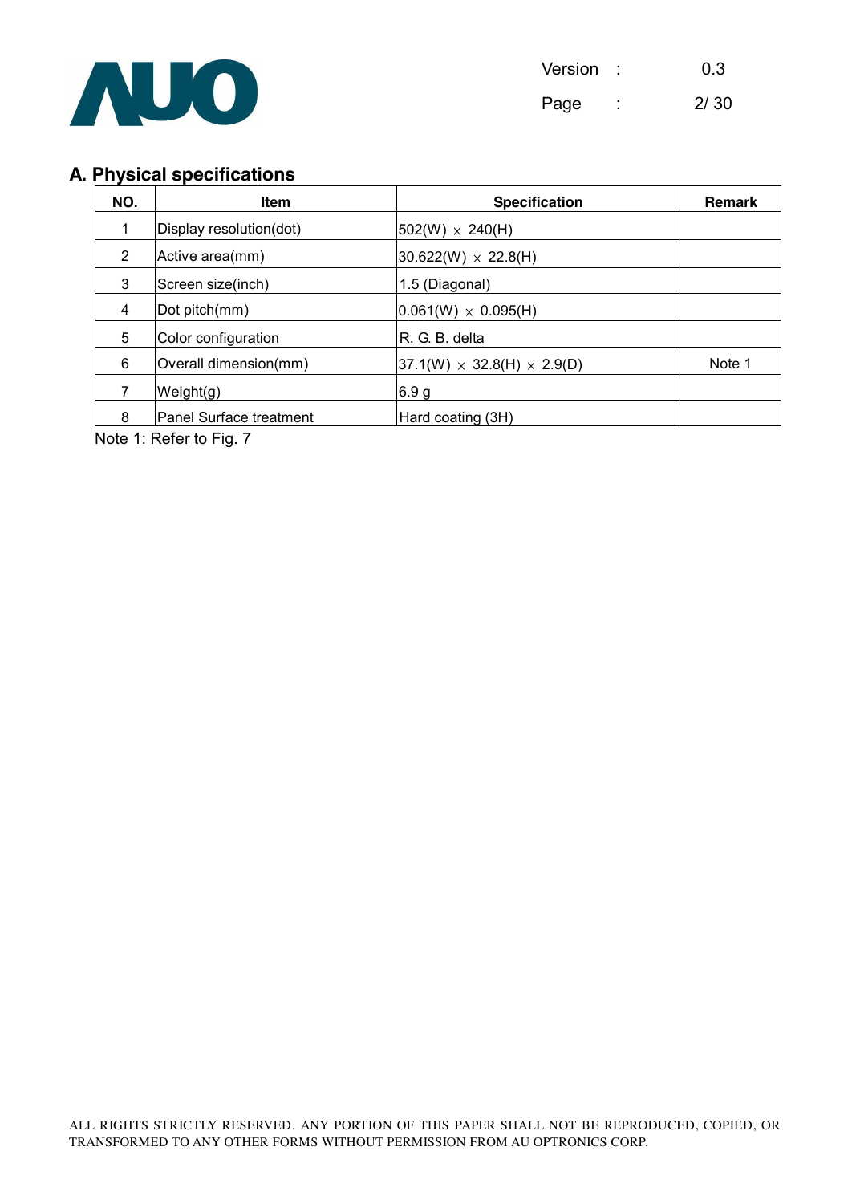## A. Physical specifications

| NO. | Item | Specification | Remark |
|---|---|---|---|
| 1 | Display resolution(dot) | 502(W) × 240(H) | |
| 2 | Active area(mm) | 30.622(W) × 22.8(H) | |
| 3 | Screen size(inch) | 1.5 (Diagonal) | |
| 4 | Dot pitch(mm) | 0.061(W) × 0.095(H) | |
| 5 | Color configuration | R. G. B. delta | |
| 6 | Overall dimension(mm) | 37.1(W) × 32.8(H) × 2.9(D) | Note 1 |
| 7 | Weight(g) | 6.9 g | |
| 8 | Panel Surface treatment | Hard coating (3H) | |

Note 1: Refer to Fig. 7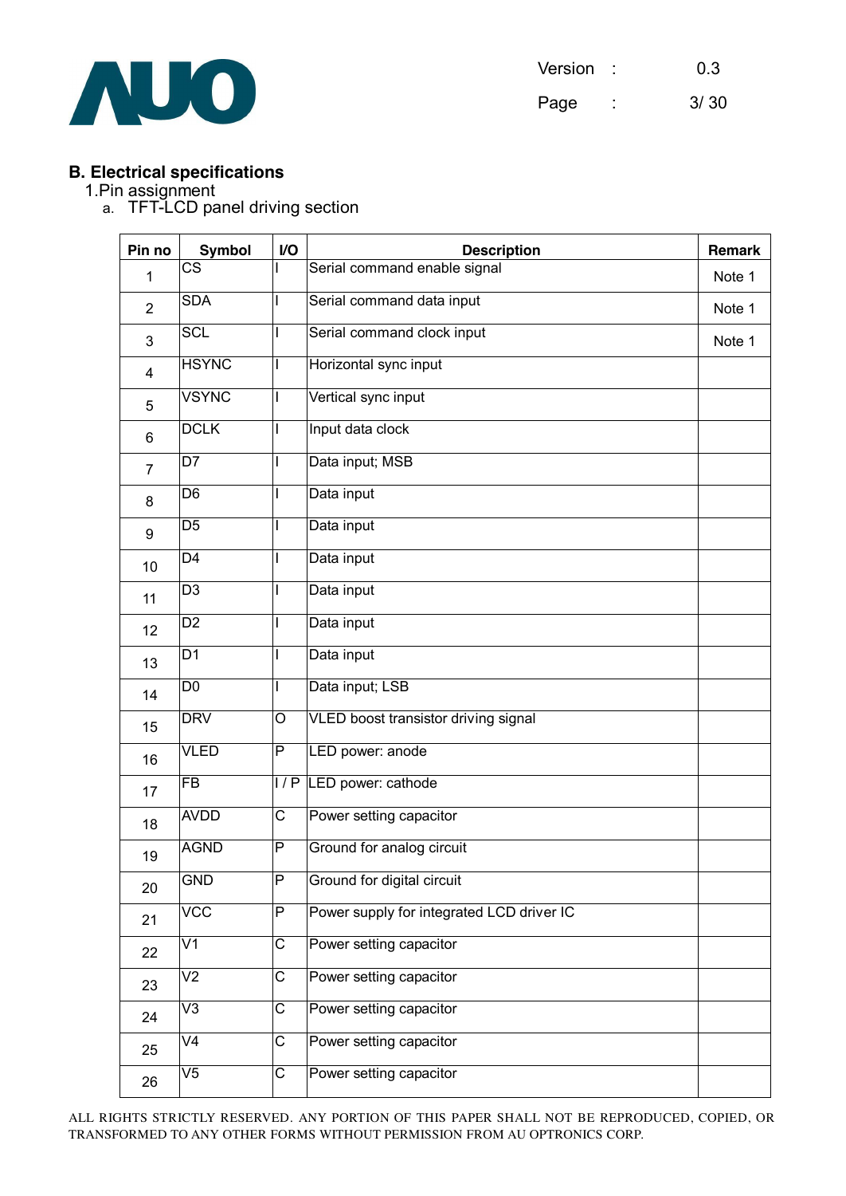## B. Electrical specifications

1. Pin assignment

   a. TFT-LCD panel driving section

| Pin no | Symbol | I/O | Description | Remark |
|---|---|---|---|---|
| 1 | CS | I | Serial command enable signal | Note 1 |
| 2 | SDA | I | Serial command data input | Note 1 |
| 3 | SCL | I | Serial command clock input | Note 1 |
| 4 | HSYNC | I | Horizontal sync input | |
| 5 | VSYNC | I | Vertical sync input | |
| 6 | DCLK | I | Input data clock | |
| 7 | D7 | I | Data input; MSB | |
| 8 | D6 | I | Data input | |
| 9 | D5 | I | Data input | |
| 10 | D4 | I | Data input | |
| 11 | D3 | I | Data input | |
| 12 | D2 | I | Data input | |
| 13 | D1 | I | Data input | |
| 14 | D0 | I | Data input; LSB | |
| 15 | DRV | O | VLED boost transistor driving signal | |
| 16 | VLED | P | LED power: anode | |
| 17 | FB | I / P | LED power: cathode | |
| 18 | AVDD | C | Power setting capacitor | |
| 19 | AGND | P | Ground for analog circuit | |
| 20 | GND | P | Ground for digital circuit | |
| 21 | VCC | P | Power supply for integrated LCD driver IC | |
| 22 | V1 | C | Power setting capacitor | |
| 23 | V2 | C | Power setting capacitor | |
| 24 | V3 | C | Power setting capacitor | |
| 25 | V4 | C | Power setting capacitor | |
| 26 | V5 | C | Power setting capacitor | |

ALL RIGHTS STRICTLY RESERVED. ANY PORTION OF THIS PAPER SHALL NOT BE REPRODUCED, COPIED, OR TRANSFORMED TO ANY OTHER FORMS WITHOUT PERMISSION FROM AU OPTRONICS CORP.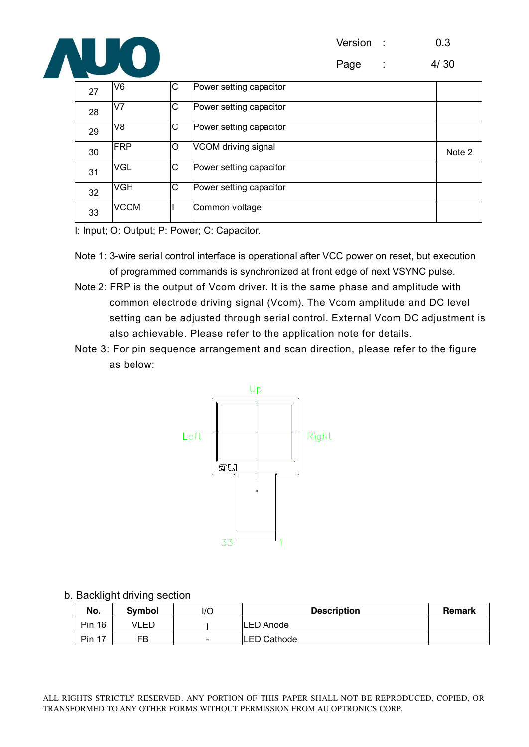| 27 | V6 | C | Power setting capacitor | |
|---|---|---|---|---|
| 28 | V7 | C | Power setting capacitor | |
| 29 | V8 | C | Power setting capacitor | |
| 30 | FRP | O | VCOM driving signal | Note 2 |
| 31 | VGL | C | Power setting capacitor | |
| 32 | VGH | C | Power setting capacitor | |
| 33 | VCOM | I | Common voltage | |

I: Input; O: Output; P: Power; C: Capacitor.

Note 1: 3-wire serial control interface is operational after VCC power on reset, but execution of programmed commands is synchronized at front edge of next VSYNC pulse.

Note 2: FRP is the output of Vcom driver. It is the same phase and amplitude with common electrode driving signal (Vcom). The Vcom amplitude and DC level setting can be adjusted through serial control. External Vcom DC adjustment is also achievable. Please refer to the application note for details.

Note 3: For pin sequence arrangement and scan direction, please refer to the figure as below:

Up

Left Right

33 1

b. Backlight driving section

| No. | Symbol | I/O | Description | Remark |
|---|---|---|---|---|
| Pin 16 | VLED | I | LED Anode | |
| Pin 17 | FB | - | LED Cathode | |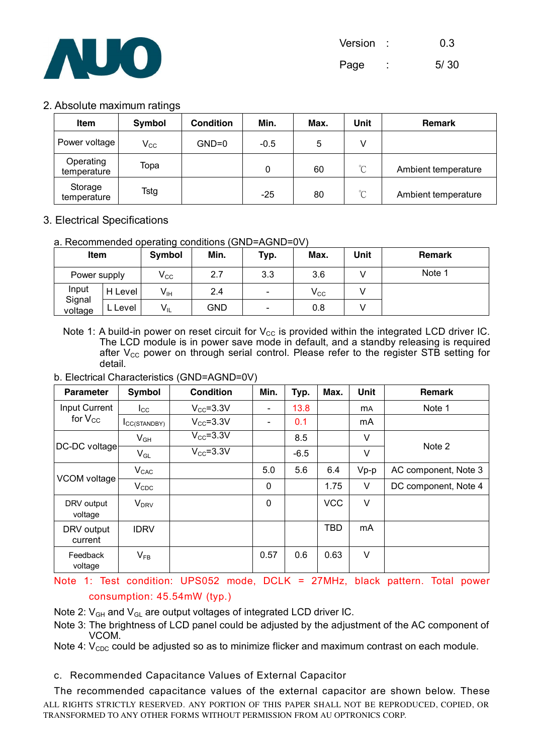## 2. Absolute maximum ratings

| Item | Symbol | Condition | Min. | Max. | Unit | Remark |
|---|---|---|---|---|---|---|
| Power voltage | $V_{CC}$ | GND=0 | -0.5 | 5 | V | |
| Operating temperature | Topa | | 0 | 60 | ℃ | Ambient temperature |
| Storage temperature | Tstg | | -25 | 80 | ℃ | Ambient temperature |

## 3. Electrical Specifications

a. Recommended operating conditions (GND=AGND=0V)

| Item | | Symbol | Min. | Typ. | Max. | Unit | Remark |
|---|---|---|---|---|---|---|---|
| Power supply | | $V_{CC}$ | 2.7 | 3.3 | 3.6 | V | Note 1 |
| Input Signal voltage | H Level | $V_{IH}$ | 2.4 | - | $V_{CC}$ | V | |
| | L Level | $V_{IL}$ | GND | - | 0.8 | V | |

Note 1: A build-in power on reset circuit for $V_{CC}$ is provided within the integrated LCD driver IC. The LCD module is in power save mode in default, and a standby releasing is required after $V_{CC}$ power on through serial control. Please refer to the register STB setting for detail.

b. Electrical Characteristics (GND=AGND=0V)

| Parameter | Symbol | Condition | Min. | Typ. | Max. | Unit | Remark |
|---|---|---|---|---|---|---|---|
| Input Current for $V_{CC}$ | $I_{CC}$ | $V_{CC}$=3.3V | - | 13.8 | | mA | Note 1 |
| | $I_{CC(STANDBY)}$ | $V_{CC}$=3.3V | - | 0.1 | | mA | |
| DC-DC voltage | $V_{GH}$ | $V_{CC}$=3.3V | | 8.5 | | V | Note 2 |
| | $V_{GL}$ | $V_{CC}$=3.3V | | -6.5 | | V | |
| VCOM voltage | $V_{CAC}$ | | 5.0 | 5.6 | 6.4 | Vp-p | AC component, Note 3 |
| | $V_{CDC}$ | | 0 | | 1.75 | V | DC component, Note 4 |
| DRV output voltage | $V_{DRV}$ | | 0 | | VCC | V | |
| DRV output current | IDRV | | | | TBD | mA | |
| Feedback voltage | $V_{FB}$ | | 0.57 | 0.6 | 0.63 | V | |

Note 1: Test condition: UPS052 mode, DCLK = 27MHz, black pattern. Total power consumption: 45.54mW (typ.)

Note 2: $V_{GH}$ and $V_{GL}$ are output voltages of integrated LCD driver IC.

Note 3: The brightness of LCD panel could be adjusted by the adjustment of the AC component of VCOM.

Note 4: $V_{CDC}$ could be adjusted so as to minimize flicker and maximum contrast on each module.

c. Recommended Capacitance Values of External Capacitor

The recommended capacitance values of the external capacitor are shown below. These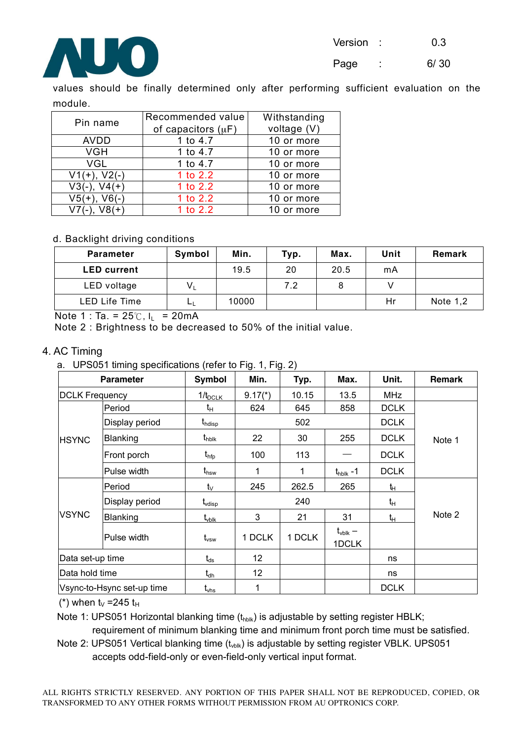values should be finally determined only after performing sufficient evaluation on the module.

| Pin name | Recommended value of capacitors (μF) | Withstanding voltage (V) |
|---|---|---|
| AVDD | 1 to 4.7 | 10 or more |
| VGH | 1 to 4.7 | 10 or more |
| VGL | 1 to 4.7 | 10 or more |
| V1(+), V2(-) | 1 to 2.2 | 10 or more |
| V3(-), V4(+) | 1 to 2.2 | 10 or more |
| V5(+), V6(-) | 1 to 2.2 | 10 or more |
| V7(-), V8(+) | 1 to 2.2 | 10 or more |

d. Backlight driving conditions

| Parameter | Symbol | Min. | Typ. | Max. | Unit | Remark |
|---|---|---|---|---|---|---|
| **LED current** | | 19.5 | 20 | 20.5 | mA | |
| LED voltage | $V_L$ | | 7.2 | 8 | V | |
| LED Life Time | $L_L$ | 10000 | | | Hr | Note 1,2 |

Note 1 : Ta. = 25℃, $I_L$ = 20mA

Note 2 : Brightness to be decreased to 50% of the initial value.

## 4. AC Timing

a. UPS051 timing specifications (refer to Fig. 1, Fig. 2)

| Parameter | | Symbol | Min. | Typ. | Max. | Unit. | Remark |
|---|---|---|---|---|---|---|---|
| DCLK Frequency | | $1/t_{DCLK}$ | 9.17(*) | 10.15 | 13.5 | MHz | |
| HSYNC | Period | $t_H$ | 624 | 645 | 858 | DCLK | Note 1 |
| | Display period | $t_{hdisp}$ | | 502 | | DCLK | |
| | Blanking | $t_{hblk}$ | 22 | 30 | 255 | DCLK | |
| | Front porch | $t_{hfp}$ | 100 | 113 | — | DCLK | |
| | Pulse width | $t_{hsw}$ | 1 | 1 | $t_{hblk}$ -1 | DCLK | |
| VSYNC | Period | $t_V$ | 245 | 262.5 | 265 | $t_H$ | Note 2 |
| | Display period | $t_{vdisp}$ | | 240 | | $t_H$ | |
| | Blanking | $t_{vblk}$ | 3 | 21 | 31 | $t_H$ | |
| | Pulse width | $t_{vsw}$ | 1 DCLK | 1 DCLK | $t_{vblk}$ – 1DCLK | | |
| Data set-up time | | $t_{ds}$ | 12 | | | ns | |
| Data hold time | | $t_{dh}$ | 12 | | | ns | |
| Vsync-to-Hsync set-up time | | $t_{vhs}$ | 1 | | | DCLK | |

(*) when $t_V$ =245 $t_H$

Note 1: UPS051 Horizontal blanking time ($t_{hblk}$) is adjustable by setting register HBLK; requirement of minimum blanking time and minimum front porch time must be satisfied.

Note 2: UPS051 Vertical blanking time ($t_{vblk}$) is adjustable by setting register VBLK. UPS051 accepts odd-field-only or even-field-only vertical input format.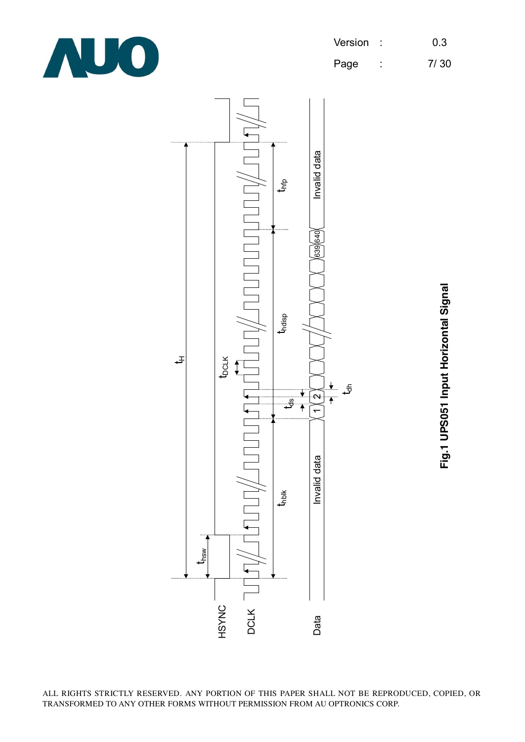HSYNC

DCLK

Data

$t_H$

$t_{hsw}$

$t_{DCLK}$

$t_{hblk}$

$t_{hdisp}$

$t_{hfp}$

$t_{ds}$

$t_{dh}$

Invalid data

1 2 639 640

Invalid data

**Fig.1 UPS051 Input Horizontal Signal**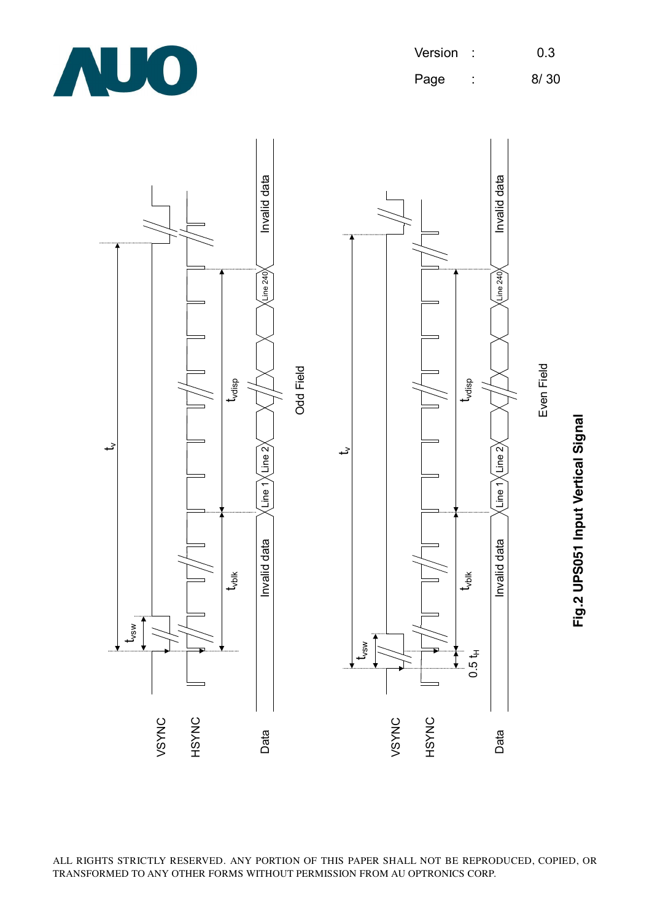VSYNC

HSYNC

Data

$t_v$

$t_{vsw}$

$t_{vblk}$

$t_{vdisp}$

Invalid data

Line 1

Line 2

Line 240

Invalid data

Odd Field

VSYNC

HSYNC

Data

$t_v$

$t_{vsw}$

$0.5\ t_H$

$t_{vblk}$

$t_{vdisp}$

Invalid data

Line 1

Line 2

Line 240

Invalid data

Even Field

**Fig.2 UPS051 Input Vertical Signal**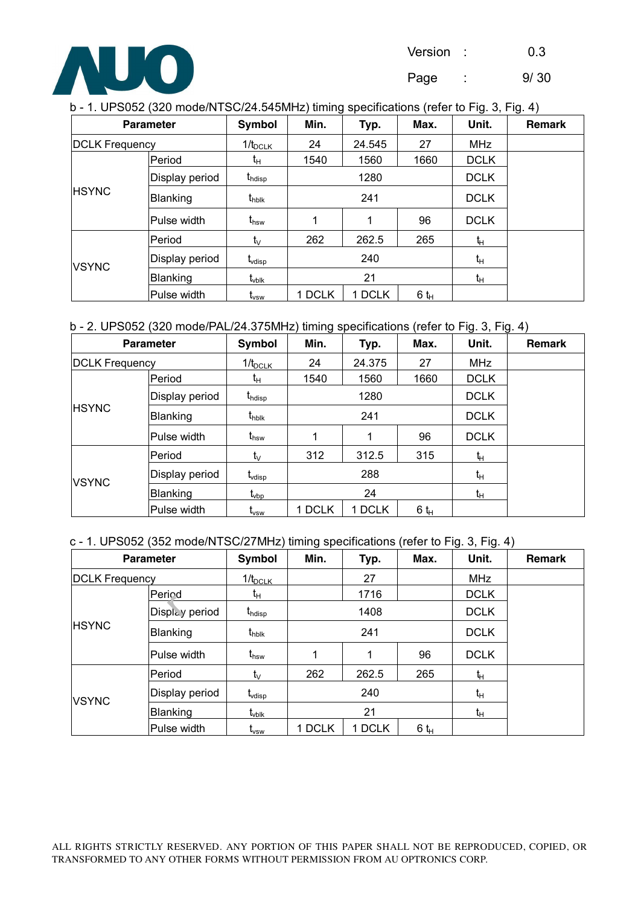b - 1. UPS052 (320 mode/NTSC/24.545MHz) timing specifications (refer to Fig. 3, Fig. 4)

| Parameter | | Symbol | Min. | Typ. | Max. | Unit. | Remark |
|---|---|---|---|---|---|---|---|
| DCLK Frequency | | $1/t_{DCLK}$ | 24 | 24.545 | 27 | MHz | |
| HSYNC | Period | $t_H$ | 1540 | 1560 | 1660 | DCLK | |
| | Display period | $t_{hdisp}$ | | 1280 | | DCLK | |
| | Blanking | $t_{hblk}$ | | 241 | | DCLK | |
| | Pulse width | $t_{hsw}$ | 1 | 1 | 96 | DCLK | |
| VSYNC | Period | $t_V$ | 262 | 262.5 | 265 | $t_H$ | |
| | Display period | $t_{vdisp}$ | | 240 | | $t_H$ | |
| | Blanking | $t_{vblk}$ | | 21 | | $t_H$ | |
| | Pulse width | $t_{vsw}$ | 1 DCLK | 1 DCLK | 6 $t_H$ | | |

b - 2. UPS052 (320 mode/PAL/24.375MHz) timing specifications (refer to Fig. 3, Fig. 4)

| Parameter | | Symbol | Min. | Typ. | Max. | Unit. | Remark |
|---|---|---|---|---|---|---|---|
| DCLK Frequency | | $1/t_{DCLK}$ | 24 | 24.375 | 27 | MHz | |
| HSYNC | Period | $t_H$ | 1540 | 1560 | 1660 | DCLK | |
| | Display period | $t_{hdisp}$ | | 1280 | | DCLK | |
| | Blanking | $t_{hblk}$ | | 241 | | DCLK | |
| | Pulse width | $t_{hsw}$ | 1 | 1 | 96 | DCLK | |
| VSYNC | Period | $t_V$ | 312 | 312.5 | 315 | $t_H$ | |
| | Display period | $t_{vdisp}$ | | 288 | | $t_H$ | |
| | Blanking | $t_{vbp}$ | | 24 | | $t_H$ | |
| | Pulse width | $t_{vsw}$ | 1 DCLK | 1 DCLK | 6 $t_H$ | | |

c - 1. UPS052 (352 mode/NTSC/27MHz) timing specifications (refer to Fig. 3, Fig. 4)

| Parameter | | Symbol | Min. | Typ. | Max. | Unit. | Remark |
|---|---|---|---|---|---|---|---|
| DCLK Frequency | | $1/t_{DCLK}$ | | 27 | | MHz | |
| HSYNC | Period | $t_H$ | | 1716 | | DCLK | |
| | Display period | $t_{hdisp}$ | | 1408 | | DCLK | |
| | Blanking | $t_{hblk}$ | | 241 | | DCLK | |
| | Pulse width | $t_{hsw}$ | 1 | 1 | 96 | DCLK | |
| VSYNC | Period | $t_V$ | 262 | 262.5 | 265 | $t_H$ | |
| | Display period | $t_{vdisp}$ | | 240 | | $t_H$ | |
| | Blanking | $t_{vblk}$ | | 21 | | $t_H$ | |
| | Pulse width | $t_{vsw}$ | 1 DCLK | 1 DCLK | 6 $t_H$ | | |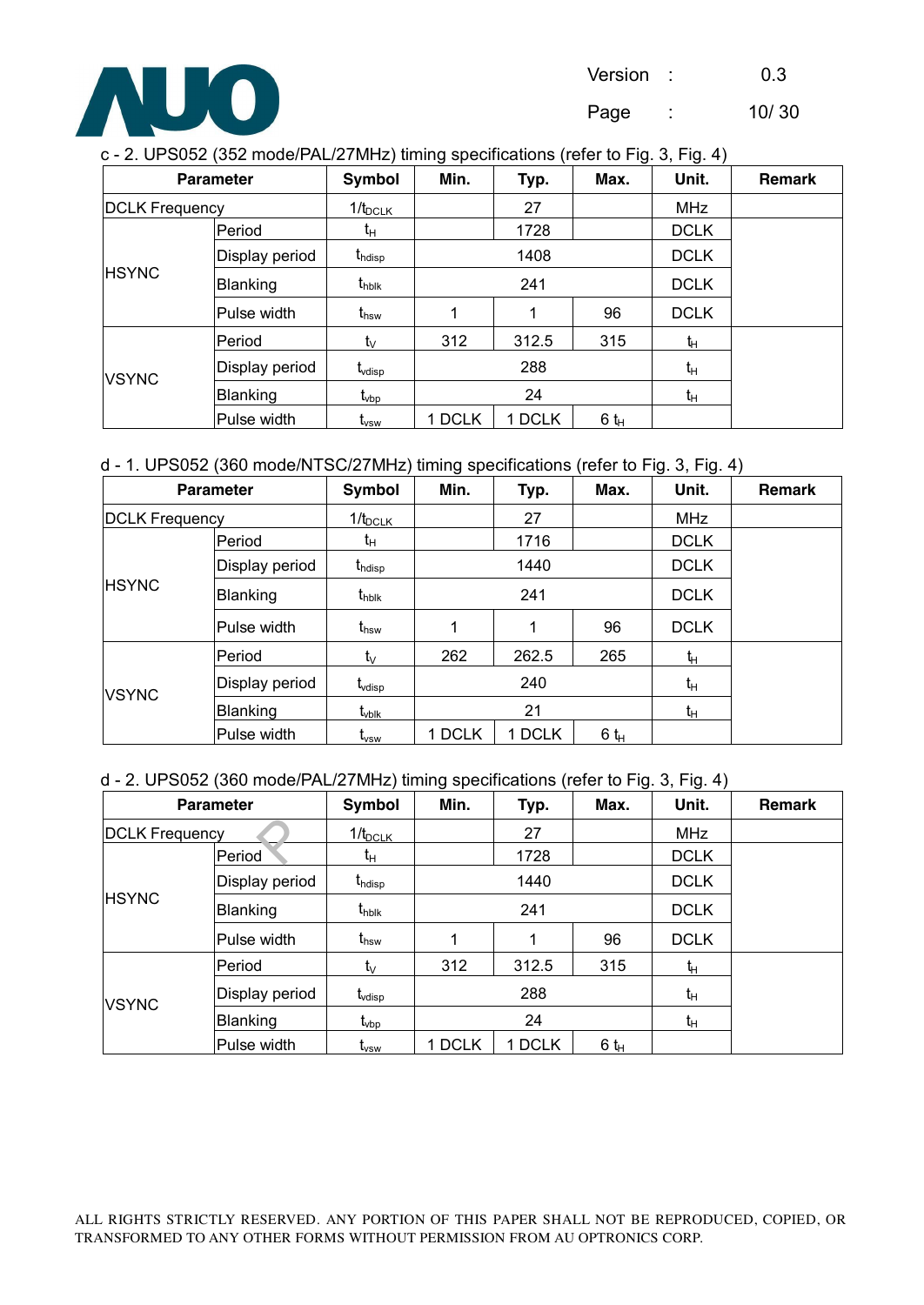c - 2. UPS052 (352 mode/PAL/27MHz) timing specifications (refer to Fig. 3, Fig. 4)

| Parameter | | Symbol | Min. | Typ. | Max. | Unit. | Remark |
|---|---|---|---|---|---|---|---|
| DCLK Frequency | | $1/t_{DCLK}$ | | 27 | | MHz | |
| HSYNC | Period | $t_H$ | | 1728 | | DCLK | |
| | Display period | $t_{hdisp}$ | | 1408 | | DCLK | |
| | Blanking | $t_{hblk}$ | | 241 | | DCLK | |
| | Pulse width | $t_{hsw}$ | 1 | 1 | 96 | DCLK | |
| VSYNC | Period | $t_V$ | 312 | 312.5 | 315 | $t_H$ | |
| | Display period | $t_{vdisp}$ | | 288 | | $t_H$ | |
| | Blanking | $t_{vbp}$ | | 24 | | $t_H$ | |
| | Pulse width | $t_{vsw}$ | 1 DCLK | 1 DCLK | 6 $t_H$ | | |

d - 1. UPS052 (360 mode/NTSC/27MHz) timing specifications (refer to Fig. 3, Fig. 4)

| Parameter | | Symbol | Min. | Typ. | Max. | Unit. | Remark |
|---|---|---|---|---|---|---|---|
| DCLK Frequency | | $1/t_{DCLK}$ | | 27 | | MHz | |
| HSYNC | Period | $t_H$ | | 1716 | | DCLK | |
| | Display period | $t_{hdisp}$ | | 1440 | | DCLK | |
| | Blanking | $t_{hblk}$ | | 241 | | DCLK | |
| | Pulse width | $t_{hsw}$ | 1 | 1 | 96 | DCLK | |
| VSYNC | Period | $t_V$ | 262 | 262.5 | 265 | $t_H$ | |
| | Display period | $t_{vdisp}$ | | 240 | | $t_H$ | |
| | Blanking | $t_{vblk}$ | | 21 | | $t_H$ | |
| | Pulse width | $t_{vsw}$ | 1 DCLK | 1 DCLK | 6 $t_H$ | | |

d - 2. UPS052 (360 mode/PAL/27MHz) timing specifications (refer to Fig. 3, Fig. 4)

| Parameter | | Symbol | Min. | Typ. | Max. | Unit. | Remark |
|---|---|---|---|---|---|---|---|
| DCLK Frequency | | $1/t_{DCLK}$ | | 27 | | MHz | |
| HSYNC | Period | $t_H$ | | 1728 | | DCLK | |
| | Display period | $t_{hdisp}$ | | 1440 | | DCLK | |
| | Blanking | $t_{hblk}$ | | 241 | | DCLK | |
| | Pulse width | $t_{hsw}$ | 1 | 1 | 96 | DCLK | |
| VSYNC | Period | $t_V$ | 312 | 312.5 | 315 | $t_H$ | |
| | Display period | $t_{vdisp}$ | | 288 | | $t_H$ | |
| | Blanking | $t_{vbp}$ | | 24 | | $t_H$ | |
| | Pulse width | $t_{vsw}$ | 1 DCLK | 1 DCLK | 6 $t_H$ | | |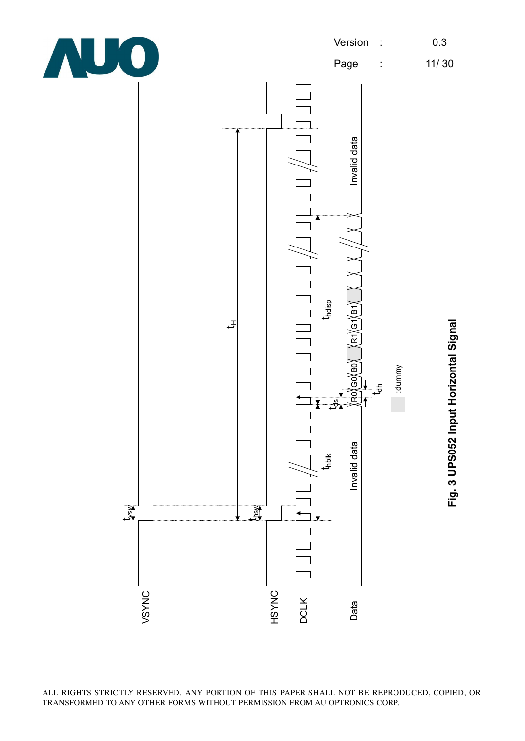VSYNC

HSYNC

DCLK

Data

$t_{vsw}$

$t_{hsw}$

$t_H$

$t_{hblk}$

$t_{hdisp}$

$t_{ds}$

$t_{dh}$

Invalid data

R0 G0 B0 R1 G1 B1

Invalid data

:dummy

**Fig. 3 UPS052 Input Horizontal Signal**

ALL RIGHTS STRICTLY RESERVED. ANY PORTION OF THIS PAPER SHALL NOT BE REPRODUCED, COPIED, OR TRANSFORMED TO ANY OTHER FORMS WITHOUT PERMISSION FROM AU OPTRONICS CORP.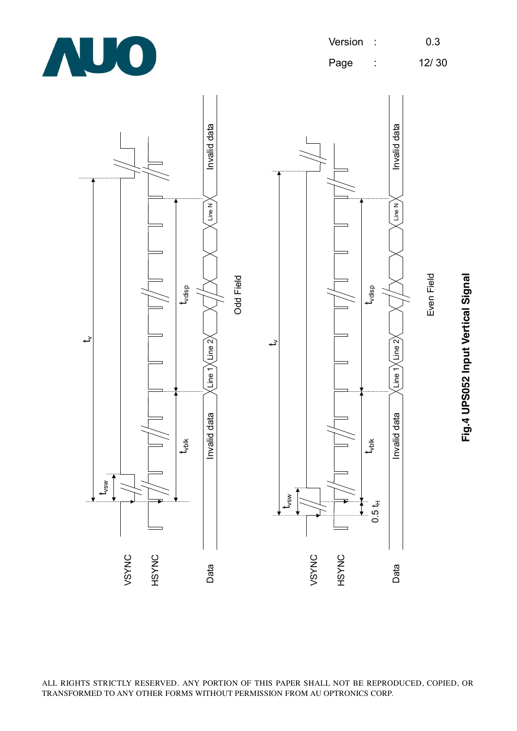VSYNC

HSYNC

Data

$t_v$

$t_{vsw}$

$t_{vblk}$

$t_{vdisp}$

Invalid data

Line 1

Line 2

Line N

Invalid data

Odd Field

VSYNC

HSYNC

Data

$t_v$

$t_{vsw}$

$0.5\ t_H$

$t_{vblk}$

$t_{vdisp}$

Invalid data

Line 1

Line 2

Line N

Invalid data

Even Field

**Fig.4 UPS052 Input Vertical Signal**

ALL RIGHTS STRICTLY RESERVED. ANY PORTION OF THIS PAPER SHALL NOT BE REPRODUCED, COPIED, OR TRANSFORMED TO ANY OTHER FORMS WITHOUT PERMISSION FROM AU OPTRONICS CORP.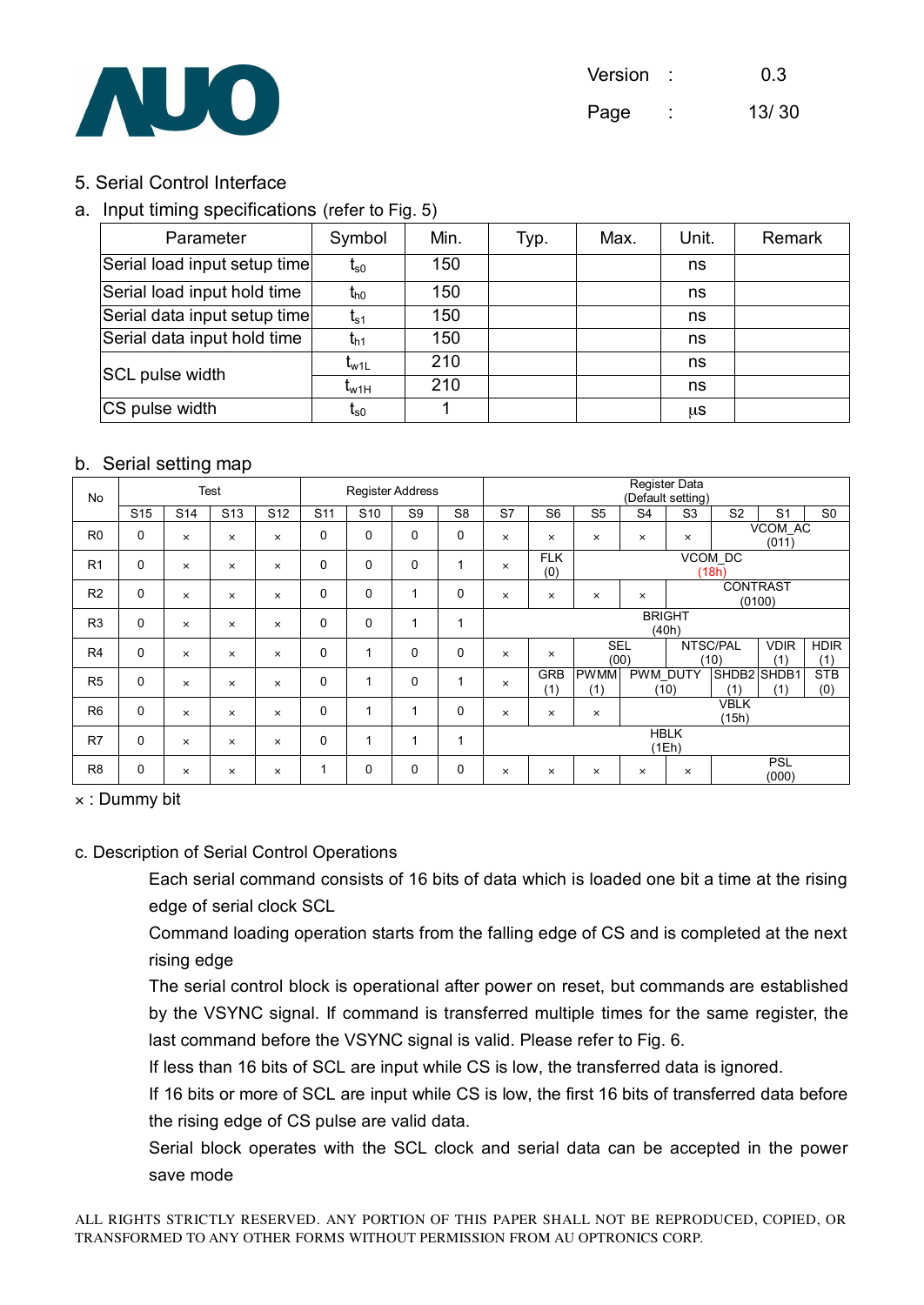## 5. Serial Control Interface

### a. Input timing specifications (refer to Fig. 5)

| Parameter | Symbol | Min. | Typ. | Max. | Unit. | Remark |
|---|---|---|---|---|---|---|
| Serial load input setup time | $t_{s0}$ | 150 | | | ns | |
| Serial load input hold time | $t_{h0}$ | 150 | | | ns | |
| Serial data input setup time | $t_{s1}$ | 150 | | | ns | |
| Serial data input hold time | $t_{h1}$ | 150 | | | ns | |
| SCL pulse width | $t_{w1L}$ | 210 | | | ns | |
| | $t_{w1H}$ | 210 | | | ns | |
| CS pulse width | $t_{s0}$ | 1 | | | μs | |

### b. Serial setting map

| No | Test | | | | Register Address | | | | Register Data (Default setting) | | | | | | | |
|---|---|---|---|---|---|---|---|---|---|---|---|---|---|---|---|---|
| | S15 | S14 | S13 | S12 | S11 | S10 | S9 | S8 | S7 | S6 | S5 | S4 | S3 | S2 | S1 | S0 |
| R0 | 0 | × | × | × | 0 | 0 | 0 | 0 | × | × | × | × | × | VCOM_AC (011) | | |
| R1 | 0 | × | × | × | 0 | 0 | 0 | 1 | × | FLK (0) | VCOM_DC (18h) | | | | | |
| R2 | 0 | × | × | × | 0 | 0 | 1 | 0 | × | × | × | × | CONTRAST (0100) | | | |
| R3 | 0 | × | × | × | 0 | 0 | 1 | 1 | BRIGHT (40h) | | | | | | | |
| R4 | 0 | × | × | × | 0 | 1 | 0 | 0 | × | × | SEL (00) | | NTSC/PAL (10) | | VDIR (1) | HDIR (1) |
| R5 | 0 | × | × | × | 0 | 1 | 0 | 1 | × | GRB (1) | PWMM (1) | PWM_DUTY (10) | | SHDB2 (1) | SHDB1 (1) | STB (0) |
| R6 | 0 | × | × | × | 0 | 1 | 1 | 0 | × | × | × | VBLK (15h) | | | | |
| R7 | 0 | × | × | × | 0 | 1 | 1 | 1 | HBLK (1Eh) | | | | | | | |
| R8 | 0 | × | × | × | 1 | 0 | 0 | 0 | × | × | × | × | × | PSL (000) | | |

× : Dummy bit

### c. Description of Serial Control Operations

Each serial command consists of 16 bits of data which is loaded one bit a time at the rising edge of serial clock SCL

Command loading operation starts from the falling edge of CS and is completed at the next rising edge

The serial control block is operational after power on reset, but commands are established by the VSYNC signal. If command is transferred multiple times for the same register, the last command before the VSYNC signal is valid. Please refer to Fig. 6.

If less than 16 bits of SCL are input while CS is low, the transferred data is ignored.

If 16 bits or more of SCL are input while CS is low, the first 16 bits of transferred data before the rising edge of CS pulse are valid data.

Serial block operates with the SCL clock and serial data can be accepted in the power save mode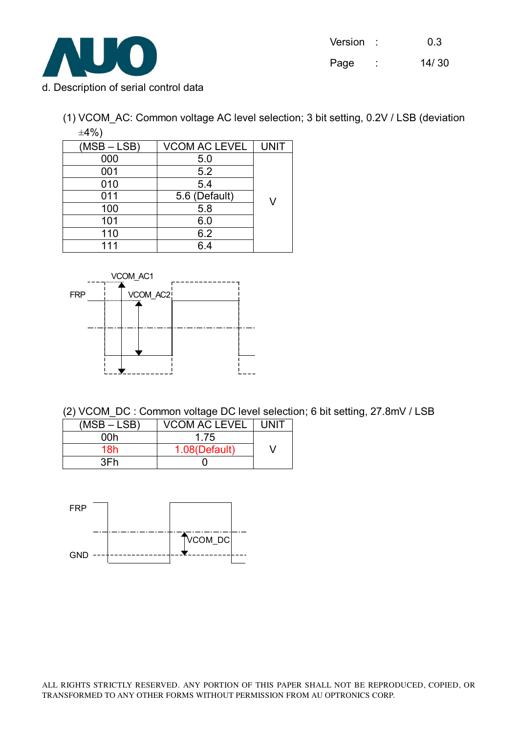d. Description of serial control data

(1) VCOM_AC: Common voltage AC level selection; 3 bit setting, 0.2V / LSB (deviation ±4%)

| (MSB – LSB) | VCOM AC LEVEL | UNIT |
|---|---|---|
| 000 | 5.0 | V |
| 001 | 5.2 | |
| 010 | 5.4 | |
| 011 | 5.6 (Default) | |
| 100 | 5.8 | |
| 101 | 6.0 | |
| 110 | 6.2 | |
| 111 | 6.4 | |

FRP VCOM_AC1 VCOM_AC2

(2) VCOM_DC : Common voltage DC level selection; 6 bit setting, 27.8mV / LSB

| (MSB – LSB) | VCOM AC LEVEL | UNIT |
|---|---|---|
| 00h | 1.75 | V |
| 18h | 1.08(Default) | |
| 3Fh | 0 | |

FRP VCOM_DC GND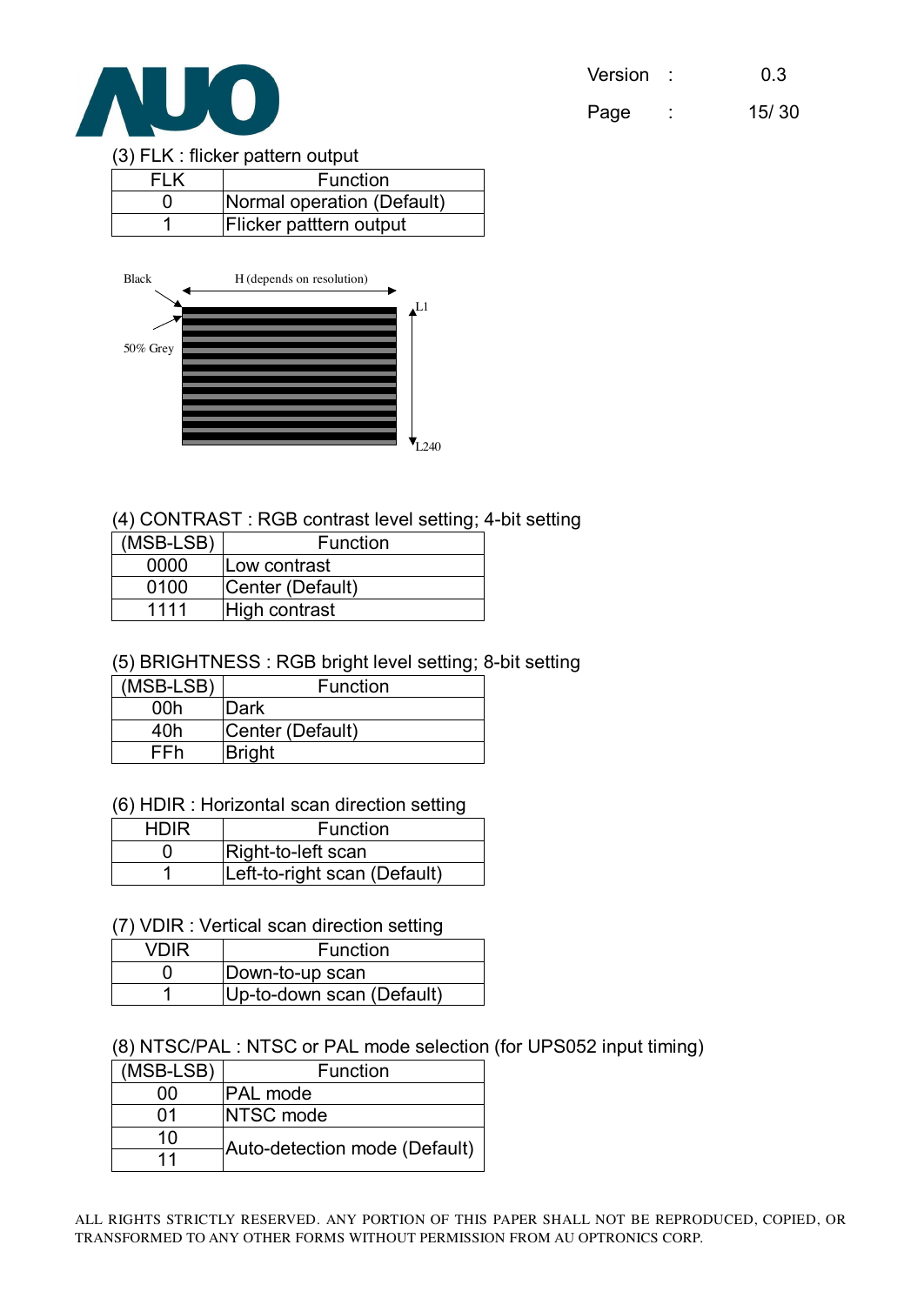(3) FLK : flicker pattern output

| FLK | Function |
|---|---|
| 0 | Normal operation (Default) |
| 1 | Flicker patttern output |

Black

H (depends on resolution)

50% Grey

L1

L240

(4) CONTRAST : RGB contrast level setting; 4-bit setting

| (MSB-LSB) | Function |
|---|---|
| 0000 | Low contrast |
| 0100 | Center (Default) |
| 1111 | High contrast |

(5) BRIGHTNESS : RGB bright level setting; 8-bit setting

| (MSB-LSB) | Function |
|---|---|
| 00h | Dark |
| 40h | Center (Default) |
| FFh | Bright |

(6) HDIR : Horizontal scan direction setting

| HDIR | Function |
|---|---|
| 0 | Right-to-left scan |
| 1 | Left-to-right scan (Default) |

(7) VDIR : Vertical scan direction setting

| VDIR | Function |
|---|---|
| 0 | Down-to-up scan |
| 1 | Up-to-down scan (Default) |

(8) NTSC/PAL : NTSC or PAL mode selection (for UPS052 input timing)

| (MSB-LSB) | Function |
|---|---|
| 00 | PAL mode |
| 01 | NTSC mode |
| 10 | Auto-detection mode (Default) |
| 11 | |

ALL RIGHTS STRICTLY RESERVED. ANY PORTION OF THIS PAPER SHALL NOT BE REPRODUCED, COPIED, OR TRANSFORMED TO ANY OTHER FORMS WITHOUT PERMISSION FROM AU OPTRONICS CORP.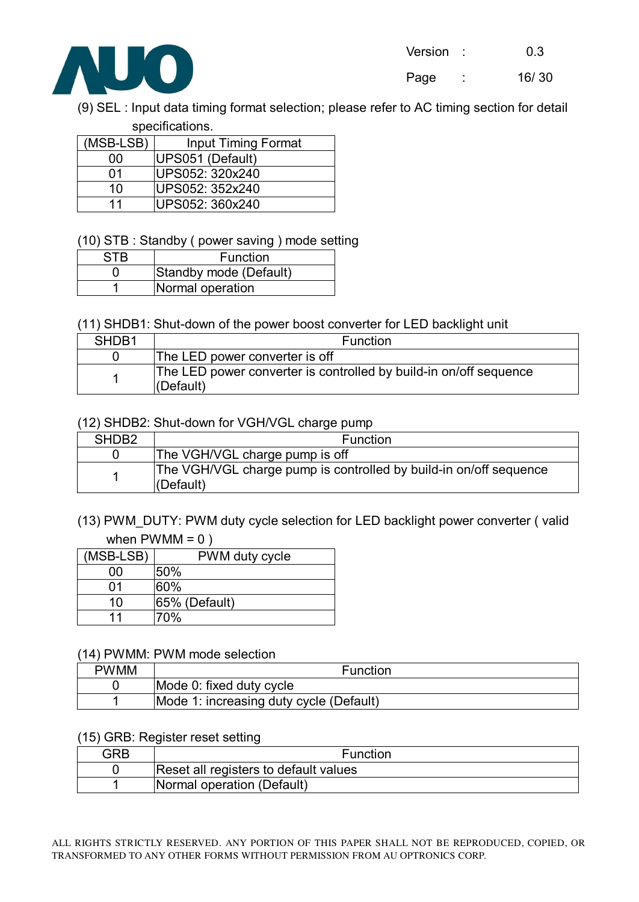(9) SEL : Input data timing format selection; please refer to AC timing section for detail specifications.

| (MSB-LSB) | Input Timing Format |
|---|---|
| 00 | UPS051 (Default) |
| 01 | UPS052: 320x240 |
| 10 | UPS052: 352x240 |
| 11 | UPS052: 360x240 |

(10) STB : Standby ( power saving ) mode setting

| STB | Function |
|---|---|
| 0 | Standby mode (Default) |
| 1 | Normal operation |

(11) SHDB1: Shut-down of the power boost converter for LED backlight unit

| SHDB1 | Function |
|---|---|
| 0 | The LED power converter is off |
| 1 | The LED power converter is controlled by build-in on/off sequence (Default) |

(12) SHDB2: Shut-down for VGH/VGL charge pump

| SHDB2 | Function |
|---|---|
| 0 | The VGH/VGL charge pump is off |
| 1 | The VGH/VGL charge pump is controlled by build-in on/off sequence (Default) |

(13) PWM_DUTY: PWM duty cycle selection for LED backlight power converter ( valid when PWMM = 0 )

| (MSB-LSB) | PWM duty cycle |
|---|---|
| 00 | 50% |
| 01 | 60% |
| 10 | 65% (Default) |
| 11 | 70% |

(14) PWMM: PWM mode selection

| PWMM | Function |
|---|---|
| 0 | Mode 0: fixed duty cycle |
| 1 | Mode 1: increasing duty cycle (Default) |

(15) GRB: Register reset setting

| GRB | Function |
|---|---|
| 0 | Reset all registers to default values |
| 1 | Normal operation (Default) |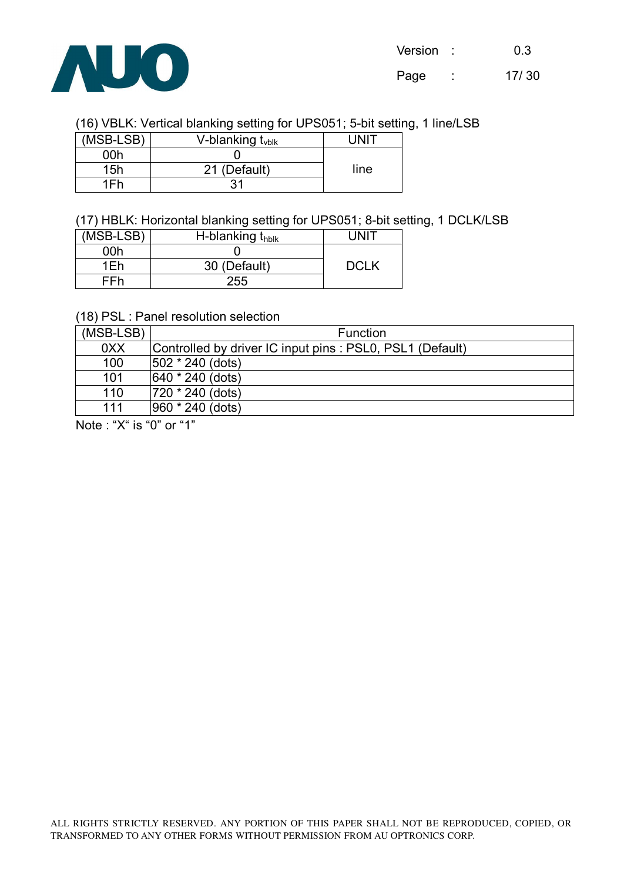(16) VBLK: Vertical blanking setting for UPS051; 5-bit setting, 1 line/LSB

| (MSB-LSB) | V-blanking $t_{vblk}$ | UNIT |
|---|---|---|
| 00h | 0 | line |
| 15h | 21 (Default) | |
| 1Fh | 31 | |

(17) HBLK: Horizontal blanking setting for UPS051; 8-bit setting, 1 DCLK/LSB

| (MSB-LSB) | H-blanking $t_{hblk}$ | UNIT |
|---|---|---|
| 00h | 0 | DCLK |
| 1Eh | 30 (Default) | |
| FFh | 255 | |

(18) PSL : Panel resolution selection

| (MSB-LSB) | Function |
|---|---|
| 0XX | Controlled by driver IC input pins : PSL0, PSL1 (Default) |
| 100 | 502 * 240 (dots) |
| 101 | 640 * 240 (dots) |
| 110 | 720 * 240 (dots) |
| 111 | 960 * 240 (dots) |

Note : "X" is "0" or "1"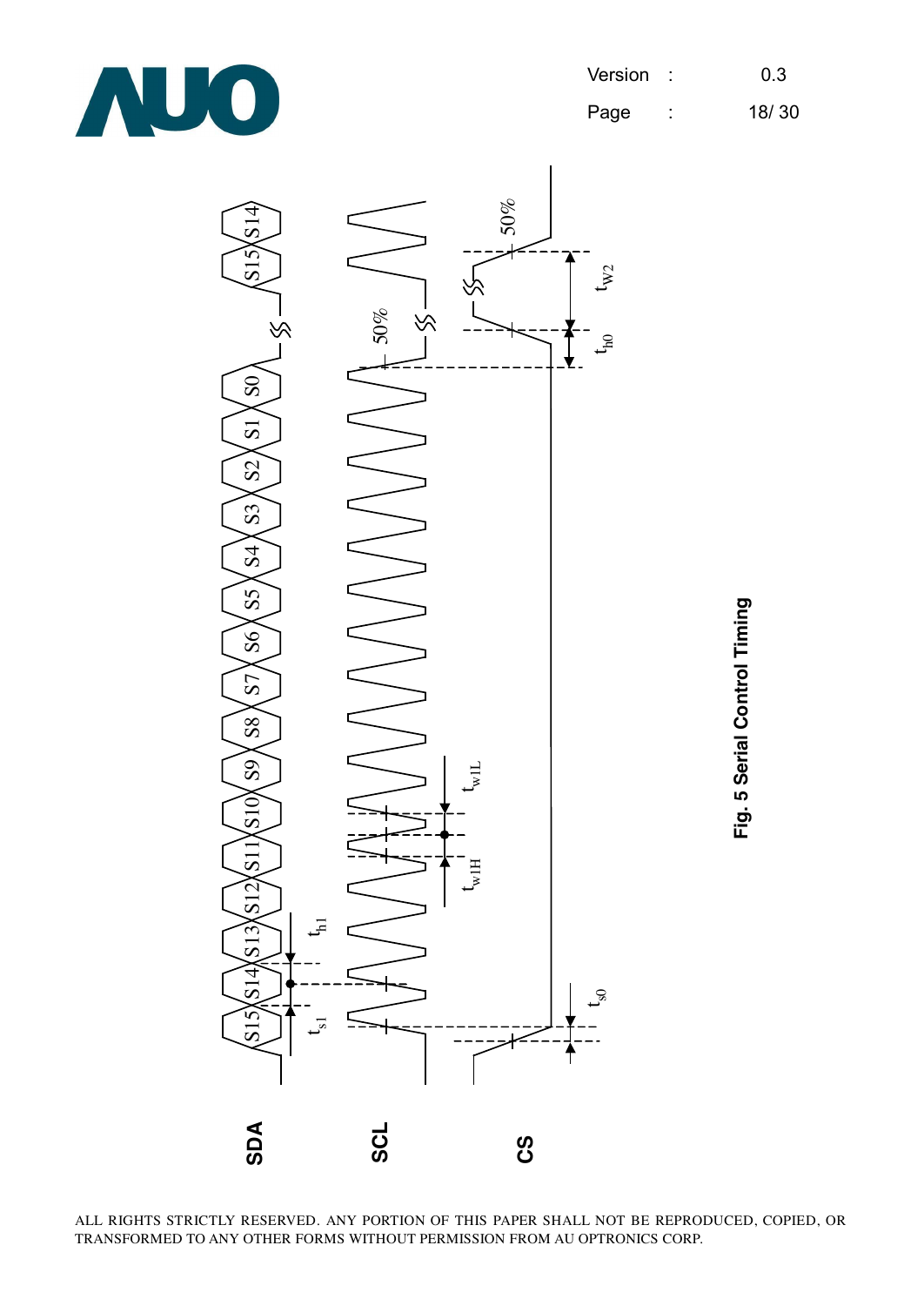SDA

SCL

CS

S15 S14 S13 S12 S11 S10 S9 S8 S7 S6 S5 S4 S3 S2 S1 S0 S15 S14

$t_{s1}$ $t_{h1}$

$t_{w1H}$ $t_{w1L}$

50%

$t_{s0}$ $t_{h0}$ $t_{W2}$

50%

**Fig. 5 Serial Control Timing**

ALL RIGHTS STRICTLY RESERVED. ANY PORTION OF THIS PAPER SHALL NOT BE REPRODUCED, COPIED, OR TRANSFORMED TO ANY OTHER FORMS WITHOUT PERMISSION FROM AU OPTRONICS CORP.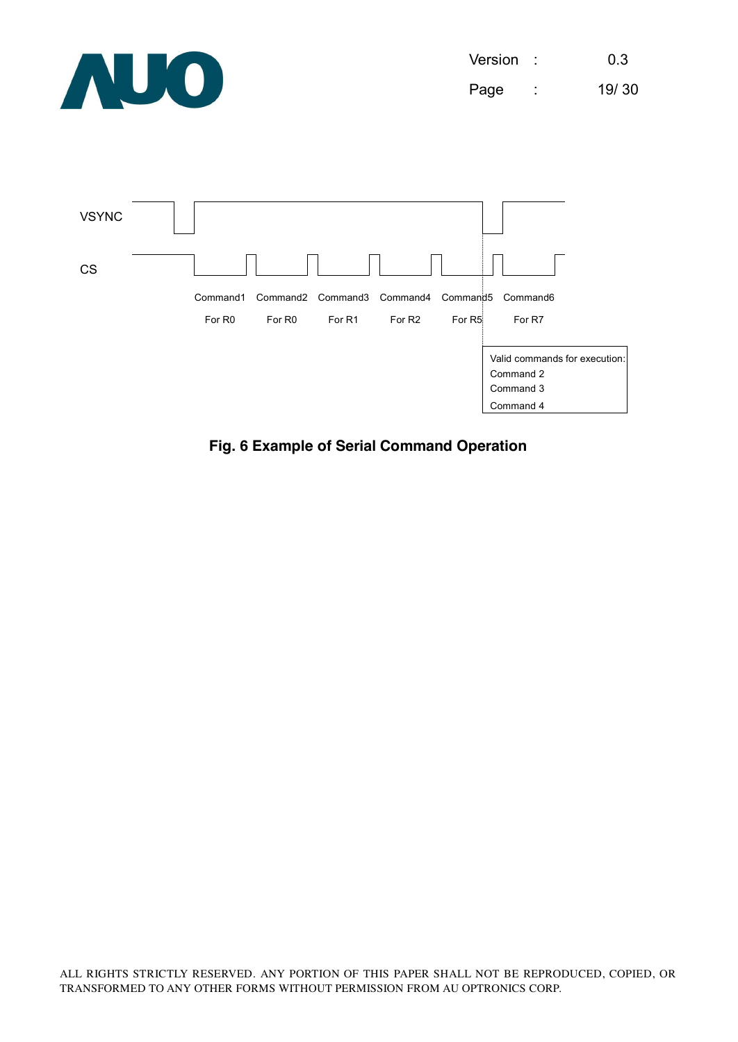VSYNC

CS

Command1 For R0 | Command2 For R0 | Command3 For R1 | Command4 For R2 | Command5 For R5 | Command6 For R7

Valid commands for execution:
Command 2
Command 3
Command 4

**Fig. 6 Example of Serial Command Operation**

ALL RIGHTS STRICTLY RESERVED. ANY PORTION OF THIS PAPER SHALL NOT BE REPRODUCED, COPIED, OR TRANSFORMED TO ANY OTHER FORMS WITHOUT PERMISSION FROM AU OPTRONICS CORP.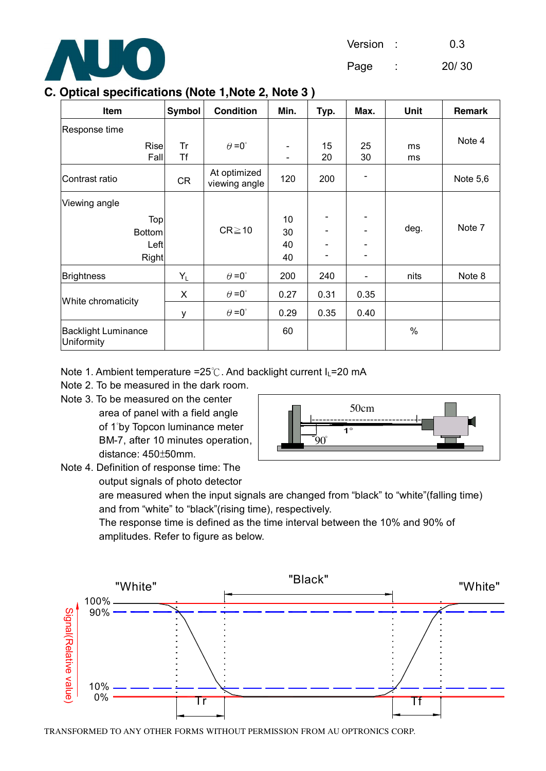## C. Optical specifications (Note 1,Note 2, Note 3 )

| Item | Symbol | Condition | Min. | Typ. | Max. | Unit | Remark |
|---|---|---|---|---|---|---|---|
| Response time Rise | Tr | $\theta=0^{\circ}$ | - | 15 | 25 | ms | Note 4 |
| Fall | Tf | | - | 20 | 30 | ms | |
| Contrast ratio | CR | At optimized viewing angle | 120 | 200 | - | | Note 5,6 |
| Viewing angle Top | | CR≧10 | 10 | - | - | deg. | Note 7 |
| Bottom | | | 30 | - | - | | |
| Left | | | 40 | - | - | | |
| Right | | | 40 | - | - | | |
| Brightness | $Y_L$ | $\theta=0^{\circ}$ | 200 | 240 | - | nits | Note 8 |
| White chromaticity | X | $\theta=0^{\circ}$ | 0.27 | 0.31 | 0.35 | | |
| | y | $\theta=0^{\circ}$ | 0.29 | 0.35 | 0.40 | | |
| Backlight Luminance Uniformity | | | 60 | | | % | |

Note 1. Ambient temperature =25℃. And backlight current $I_L$=20 mA

Note 2. To be measured in the dark room.

Note 3. To be measured on the center area of panel with a field angle of 1°by Topcon luminance meter BM-7, after 10 minutes operation, distance: 450±50mm.

50cm

1°

90°

Note 4. Definition of response time: The output signals of photo detector are measured when the input signals are changed from "black" to "white"(falling time) and from "white" to "black"(rising time), respectively.
The response time is defined as the time interval between the 10% and 90% of amplitudes. Refer to figure as below.

"White" "Black" "White"

100%
90%
10%
0%

Signal(Relative value)

Tr Tf

TRANSFORMED TO ANY OTHER FORMS WITHOUT PERMISSION FROM AU OPTRONICS CORP.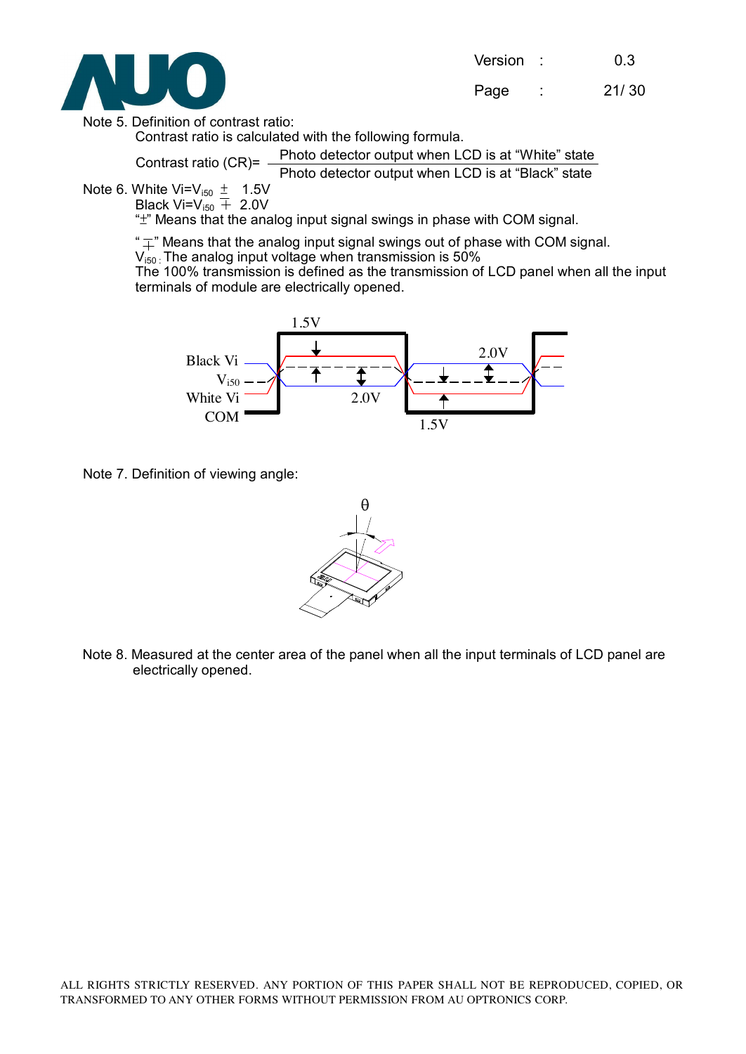Note 5. Definition of contrast ratio:

Contrast ratio is calculated with the following formula.

$$\text{Contrast ratio (CR)} = \frac{\text{Photo detector output when LCD is at "White" state}}{\text{Photo detector output when LCD is at "Black" state}}$$

Note 6. White $Vi = V_{i50} \pm 1.5V$

Black $Vi = V_{i50} \mp 2.0V$

"$\pm$" Means that the analog input signal swings in phase with COM signal.

"$\mp$" Means that the analog input signal swings out of phase with COM signal.

$V_{i50}$ : The analog input voltage when transmission is 50%

The 100% transmission is defined as the transmission of LCD panel when all the input terminals of module are electrically opened.

Note 7. Definition of viewing angle:

Note 8. Measured at the center area of the panel when all the input terminals of LCD panel are electrically opened.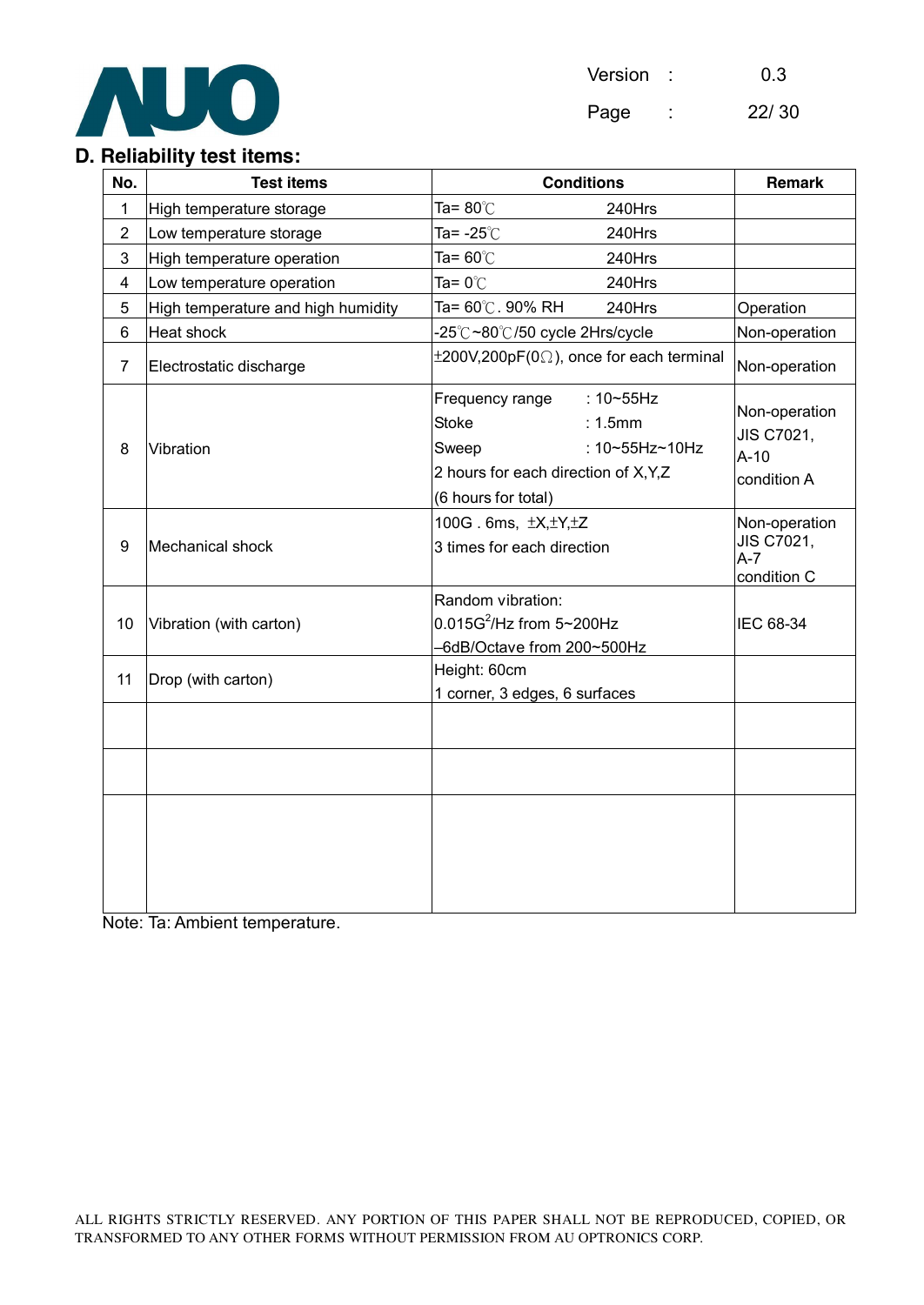## D. Reliability test items:

| No. | Test items | Conditions | Remark |
|---|---|---|---|
| 1 | High temperature storage | Ta= 80℃ 240Hrs | |
| 2 | Low temperature storage | Ta= -25℃ 240Hrs | |
| 3 | High temperature operation | Ta= 60℃ 240Hrs | |
| 4 | Low temperature operation | Ta= 0℃ 240Hrs | |
| 5 | High temperature and high humidity | Ta= 60℃. 90% RH 240Hrs | Operation |
| 6 | Heat shock | -25℃~80℃/50 cycle 2Hrs/cycle | Non-operation |
| 7 | Electrostatic discharge | ±200V,200pF(0Ω), once for each terminal | Non-operation |
| 8 | Vibration | Frequency range : 10~55Hz<br>Stoke : 1.5mm<br>Sweep : 10~55Hz~10Hz<br>2 hours for each direction of X,Y,Z<br>(6 hours for total) | Non-operation<br>JIS C7021, A-10<br>condition A |
| 9 | Mechanical shock | 100G . 6ms, ±X,±Y,±Z<br>3 times for each direction | Non-operation<br>JIS C7021, A-7<br>condition C |
| 10 | Vibration (with carton) | Random vibration:<br>$0.015G^2$/Hz from 5~200Hz<br>–6dB/Octave from 200~500Hz | IEC 68-34 |
| 11 | Drop (with carton) | Height: 60cm<br>1 corner, 3 edges, 6 surfaces | |
| | | | |
| | | | |
| | | | |

Note: Ta: Ambient temperature.

ALL RIGHTS STRICTLY RESERVED. ANY PORTION OF THIS PAPER SHALL NOT BE REPRODUCED, COPIED, OR TRANSFORMED TO ANY OTHER FORMS WITHOUT PERMISSION FROM AU OPTRONICS CORP.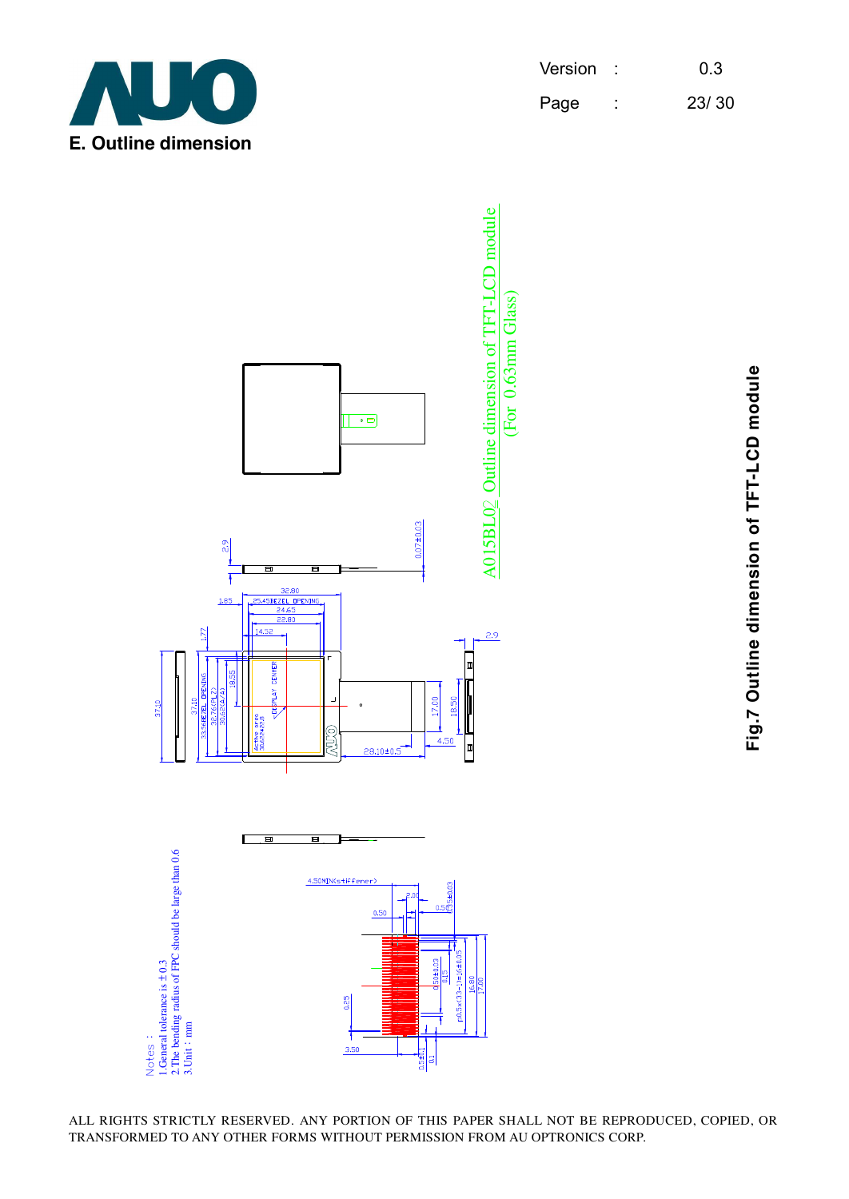## E. Outline dimension

A015BL02 Outline dimension of TFT-LCD module
(For 0.63mm Glass)

Notes :
1.General tolerance is ±0.3
2.The bending radius of FPC should be large than 0.6
3.Unit : mm

Fig.7 Outline dimension of TFT-LCD module

ALL RIGHTS STRICTLY RESERVED. ANY PORTION OF THIS PAPER SHALL NOT BE REPRODUCED, COPIED, OR TRANSFORMED TO ANY OTHER FORMS WITHOUT PERMISSION FROM AU OPTRONICS CORP.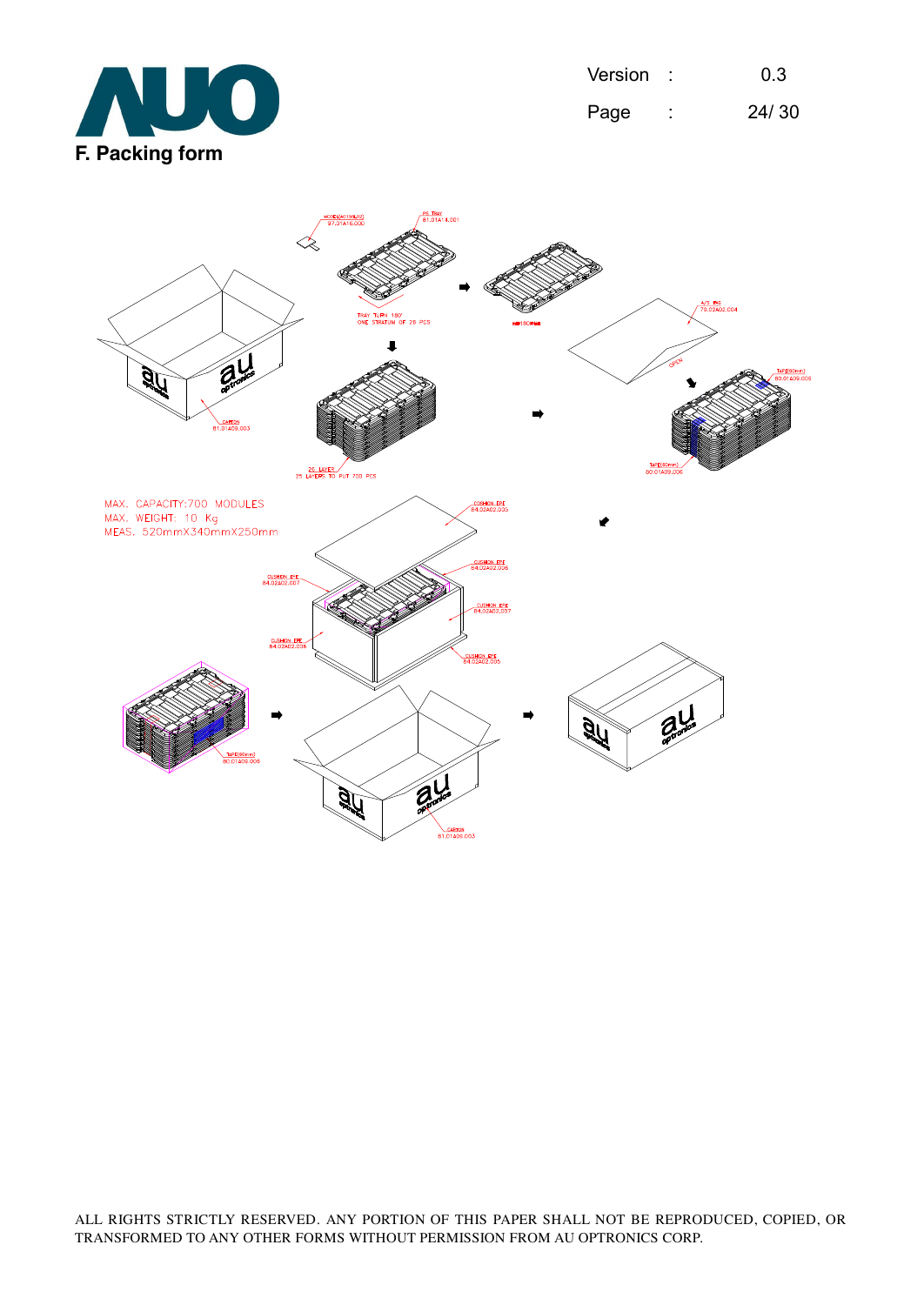## F. Packing form

MAX. CAPACITY:700 MODULES
MAX. WEIGHT: 10 Kg
MEAS. 520mmX340mmX250mm

ALL RIGHTS STRICTLY RESERVED. ANY PORTION OF THIS PAPER SHALL NOT BE REPRODUCED, COPIED, OR TRANSFORMED TO ANY OTHER FORMS WITHOUT PERMISSION FROM AU OPTRONICS CORP.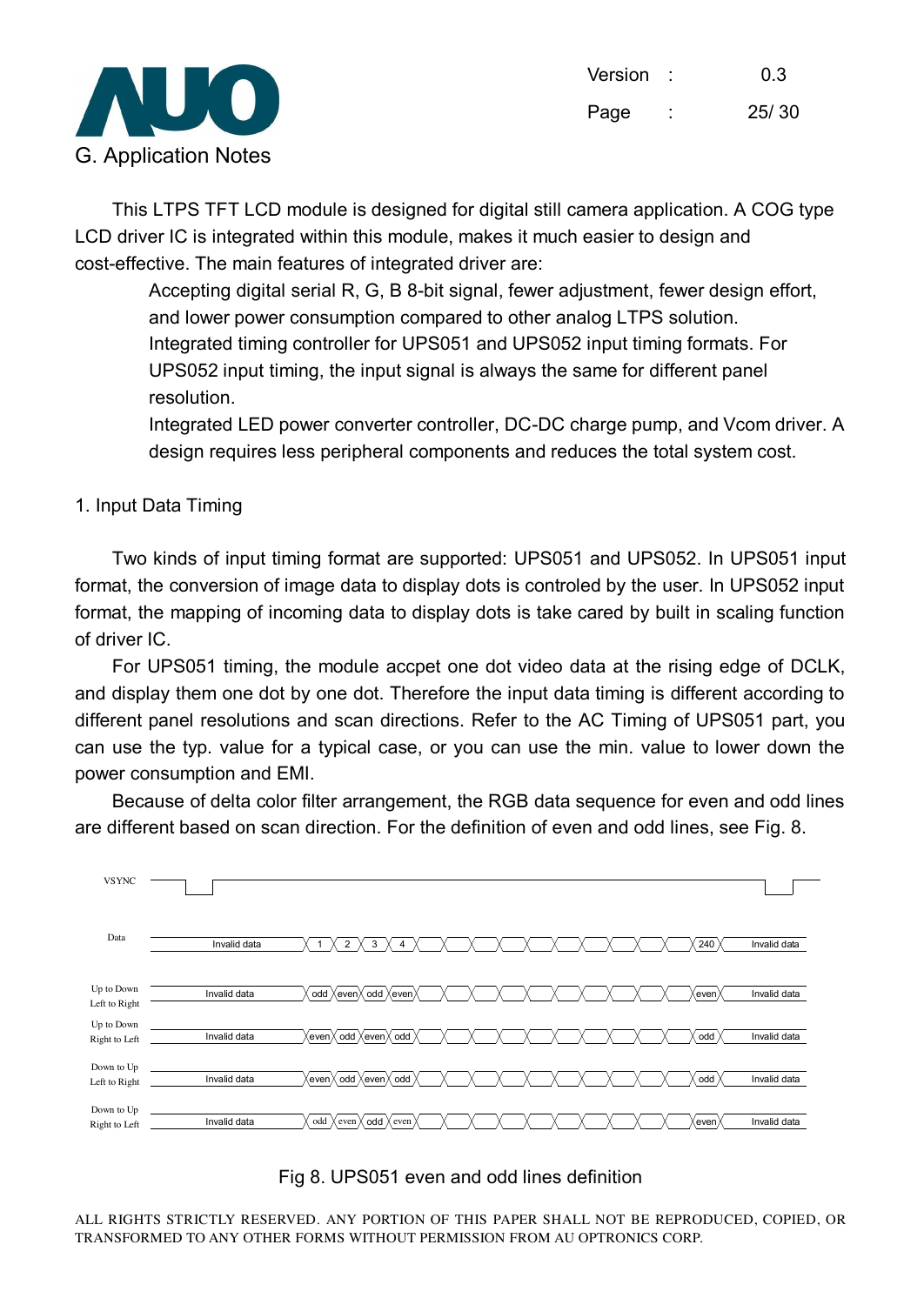## G. Application Notes

This LTPS TFT LCD module is designed for digital still camera application. A COG type LCD driver IC is integrated within this module, makes it much easier to design and cost-effective. The main features of integrated driver are:

- Accepting digital serial R, G, B 8-bit signal, fewer adjustment, fewer design effort, and lower power consumption compared to other analog LTPS solution.
- Integrated timing controller for UPS051 and UPS052 input timing formats. For UPS052 input timing, the input signal is always the same for different panel resolution.
- Integrated LED power converter controller, DC-DC charge pump, and Vcom driver. A design requires less peripheral components and reduces the total system cost.

### 1. Input Data Timing

Two kinds of input timing format are supported: UPS051 and UPS052. In UPS051 input format, the conversion of image data to display dots is controled by the user. In UPS052 input format, the mapping of incoming data to display dots is take cared by built in scaling function of driver IC.

For UPS051 timing, the module accpet one dot video data at the rising edge of DCLK, and display them one dot by one dot. Therefore the input data timing is different according to different panel resolutions and scan directions. Refer to the AC Timing of UPS051 part, you can use the typ. value for a typical case, or you can use the min. value to lower down the power consumption and EMI.

Because of delta color filter arrangement, the RGB data sequence for even and odd lines are different based on scan direction. For the definition of even and odd lines, see Fig. 8.

| Signal | | Line 1 | Line 2 | Line 3 | Line 4 | ... | Line 240 | |
|---|---|---|---|---|---|---|---|---|
| VSYNC | | | | | | | | |
| Data | Invalid data | 1 | 2 | 3 | 4 | ... | 240 | Invalid data |
| Up to Down, Left to Right | Invalid data | odd | even | odd | even | ... | even | Invalid data |
| Up to Down, Right to Left | Invalid data | even | odd | even | odd | ... | odd | Invalid data |
| Down to Up, Left to Right | Invalid data | even | odd | even | odd | ... | odd | Invalid data |
| Down to Up, Right to Left | Invalid data | odd | even | odd | even | ... | even | Invalid data |

Fig 8. UPS051 even and odd lines definition

ALL RIGHTS STRICTLY RESERVED. ANY PORTION OF THIS PAPER SHALL NOT BE REPRODUCED, COPIED, OR TRANSFORMED TO ANY OTHER FORMS WITHOUT PERMISSION FROM AU OPTRONICS CORP.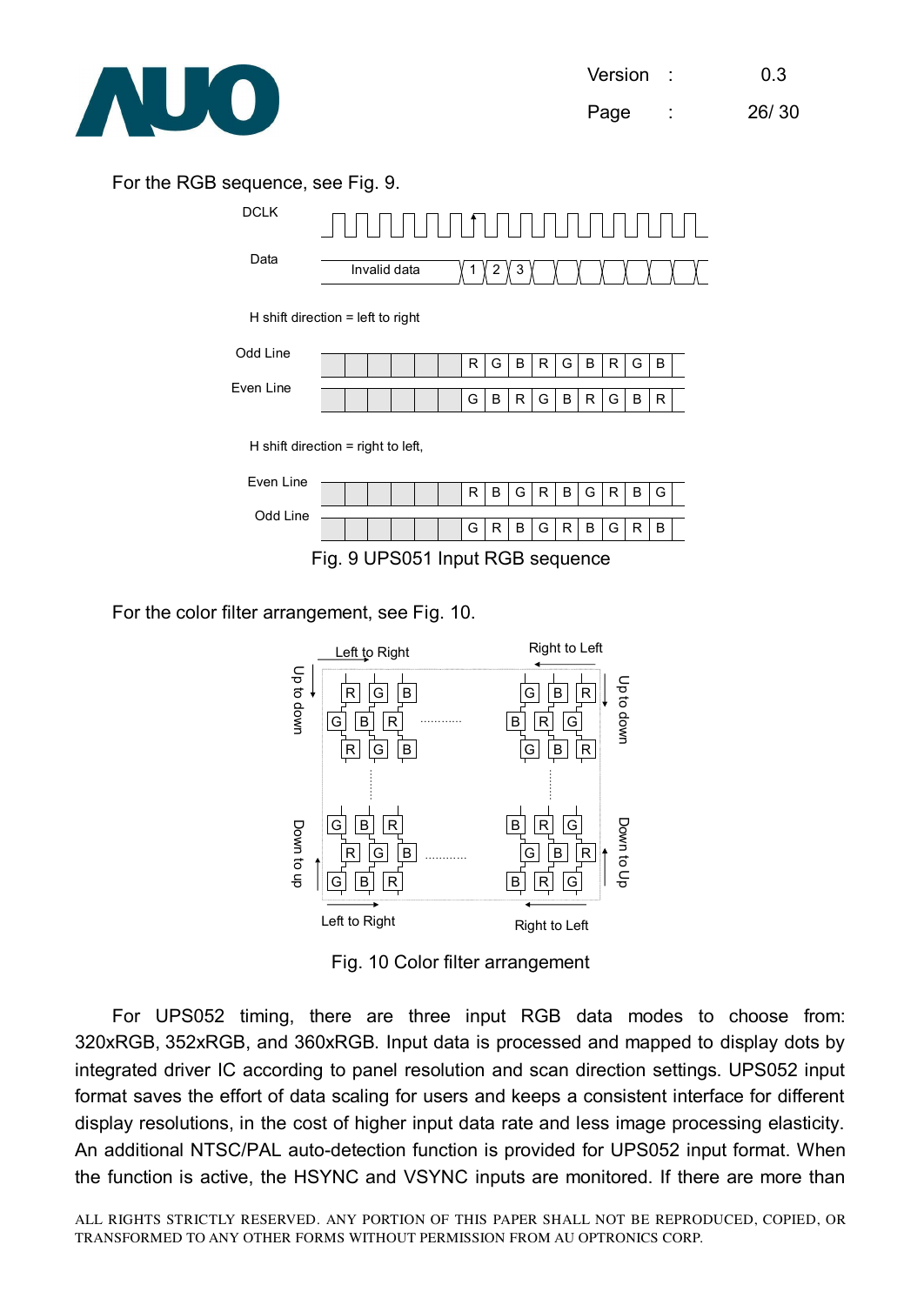For the RGB sequence, see Fig. 9.

DCLK

Data: Invalid data | 1 | 2 | 3

H shift direction = left to right

| | | | | | | | | | | | | | | |
|---|---|---|---|---|---|---|---|---|---|---|---|---|---|---|
| Odd Line | | | | | | | R | G | B | R | G | B | R | G | B |
| Even Line | | | | | | | G | B | R | G | B | R | G | B | R |

H shift direction = right to left,

| | | | | | | | | | | | | | | |
|---|---|---|---|---|---|---|---|---|---|---|---|---|---|---|
| Even Line | | | | | | | R | B | G | R | B | G | R | B | G |
| Odd Line | | | | | | | G | R | B | G | R | B | G | R | B |

Fig. 9 UPS051 Input RGB sequence

For the color filter arrangement, see Fig. 10.

Fig. 10 Color filter arrangement

For UPS052 timing, there are three input RGB data modes to choose from: 320xRGB, 352xRGB, and 360xRGB. Input data is processed and mapped to display dots by integrated driver IC according to panel resolution and scan direction settings. UPS052 input format saves the effort of data scaling for users and keeps a consistent interface for different display resolutions, in the cost of higher input data rate and less image processing elasticity. An additional NTSC/PAL auto-detection function is provided for UPS052 input format. When the function is active, the HSYNC and VSYNC inputs are monitored. If there are more than

ALL RIGHTS STRICTLY RESERVED. ANY PORTION OF THIS PAPER SHALL NOT BE REPRODUCED, COPIED, OR TRANSFORMED TO ANY OTHER FORMS WITHOUT PERMISSION FROM AU OPTRONICS CORP.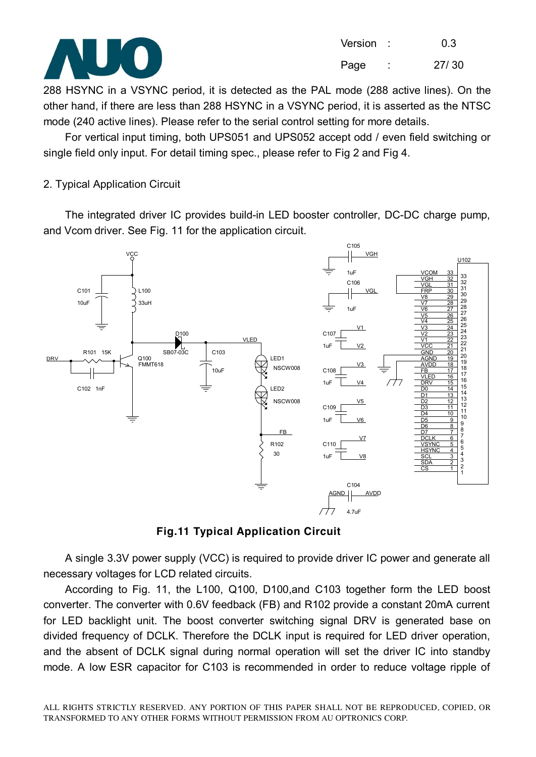288 HSYNC in a VSYNC period, it is detected as the PAL mode (288 active lines). On the other hand, if there are less than 288 HSYNC in a VSYNC period, it is asserted as the NTSC mode (240 active lines). Please refer to the serial control setting for more details.

For vertical input timing, both UPS051 and UPS052 accept odd / even field switching or single field only input. For detail timing spec., please refer to Fig 2 and Fig 4.

## 2. Typical Application Circuit

The integrated driver IC provides build-in LED booster controller, DC-DC charge pump, and Vcom driver. See Fig. 11 for the application circuit.

**Fig.11 Typical Application Circuit**

A single 3.3V power supply (VCC) is required to provide driver IC power and generate all necessary voltages for LCD related circuits.

According to Fig. 11, the L100, Q100, D100,and C103 together form the LED boost converter. The converter with 0.6V feedback (FB) and R102 provide a constant 20mA current for LED backlight unit. The boost converter switching signal DRV is generated base on divided frequency of DCLK. Therefore the DCLK input is required for LED driver operation, and the absent of DCLK signal during normal operation will set the driver IC into standby mode. A low ESR capacitor for C103 is recommended in order to reduce voltage ripple of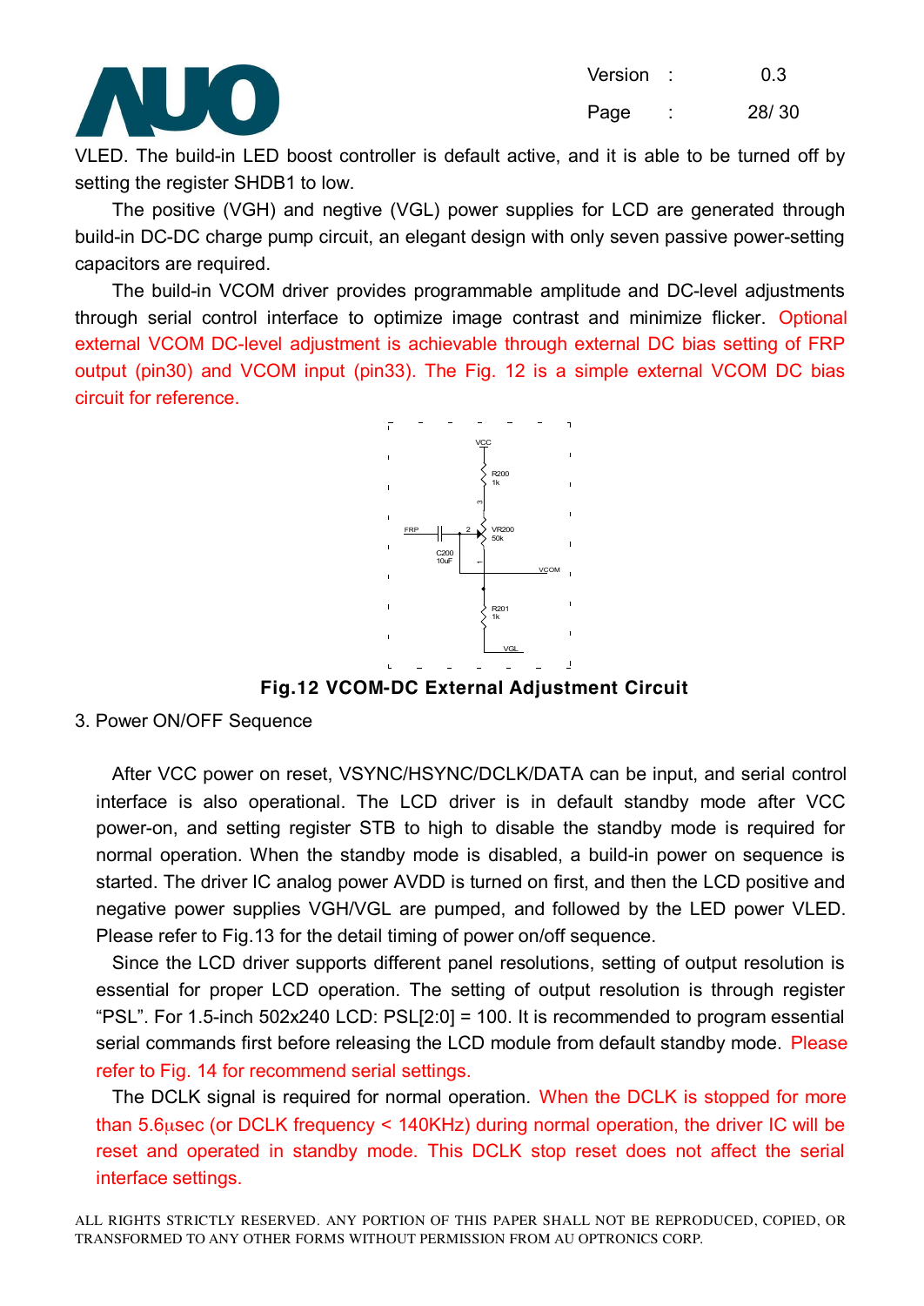VLED. The build-in LED boost controller is default active, and it is able to be turned off by setting the register SHDB1 to low.

The positive (VGH) and negtive (VGL) power supplies for LCD are generated through build-in DC-DC charge pump circuit, an elegant design with only seven passive power-setting capacitors are required.

The build-in VCOM driver provides programmable amplitude and DC-level adjustments through serial control interface to optimize image contrast and minimize flicker. Optional external VCOM DC-level adjustment is achievable through external DC bias setting of FRP output (pin30) and VCOM input (pin33). The Fig. 12 is a simple external VCOM DC bias circuit for reference.

VCC
R200
1k
FRP
C200
10uF
VR200
50k
VCOM
R201
1k
VGL

**Fig.12 VCOM-DC External Adjustment Circuit**

3. Power ON/OFF Sequence

After VCC power on reset, VSYNC/HSYNC/DCLK/DATA can be input, and serial control interface is also operational. The LCD driver is in default standby mode after VCC power-on, and setting register STB to high to disable the standby mode is required for normal operation. When the standby mode is disabled, a build-in power on sequence is started. The driver IC analog power AVDD is turned on first, and then the LCD positive and negative power supplies VGH/VGL are pumped, and followed by the LED power VLED. Please refer to Fig.13 for the detail timing of power on/off sequence.

Since the LCD driver supports different panel resolutions, setting of output resolution is essential for proper LCD operation. The setting of output resolution is through register "PSL". For 1.5-inch 502x240 LCD: PSL[2:0] = 100. It is recommended to program essential serial commands first before releasing the LCD module from default standby mode. Please refer to Fig. 14 for recommend serial settings.

The DCLK signal is required for normal operation. When the DCLK is stopped for more than 5.6μsec (or DCLK frequency < 140KHz) during normal operation, the driver IC will be reset and operated in standby mode. This DCLK stop reset does not affect the serial interface settings.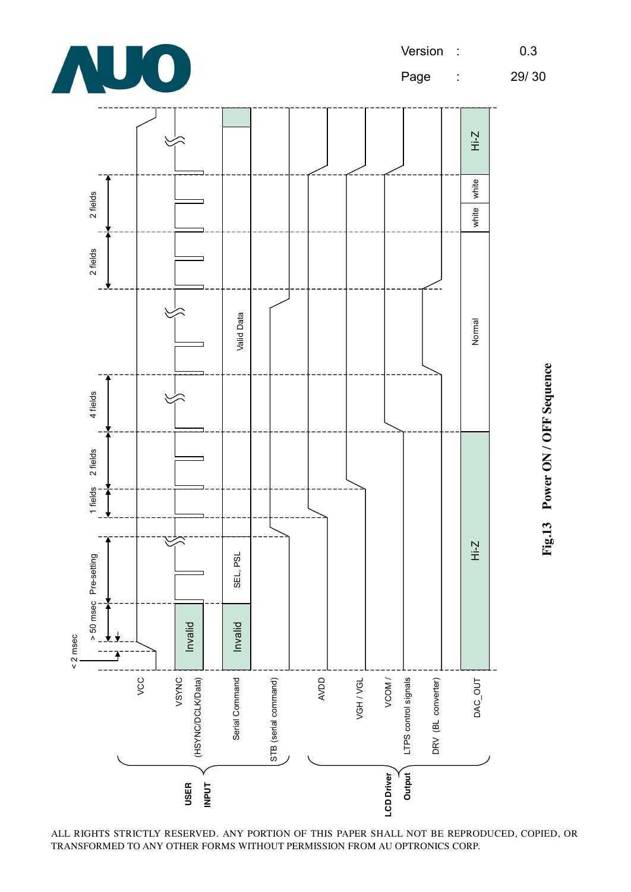USER INPUT

- VCC
- VSYNC (HSYNC/DCLK/Data)
- Serial Command
- STB (serial command)

LCD Driver Output

- AVDD
- VGH / VGL
- VCOM / LTPS control signals
- DRV (BL converter)
- DAC_OUT

< 2 msec

> 50 msec

Pre-setting

1 fields

2 fields

4 fields

2 fields

2 fields

Invalid

Invalid

SEL, PSL

Valid Data

Hi-Z

Normal

white

white

Hi-Z

**Fig.13 Power ON / OFF Sequence**

ALL RIGHTS STRICTLY RESERVED. ANY PORTION OF THIS PAPER SHALL NOT BE REPRODUCED, COPIED, OR TRANSFORMED TO ANY OTHER FORMS WITHOUT PERMISSION FROM AU OPTRONICS CORP.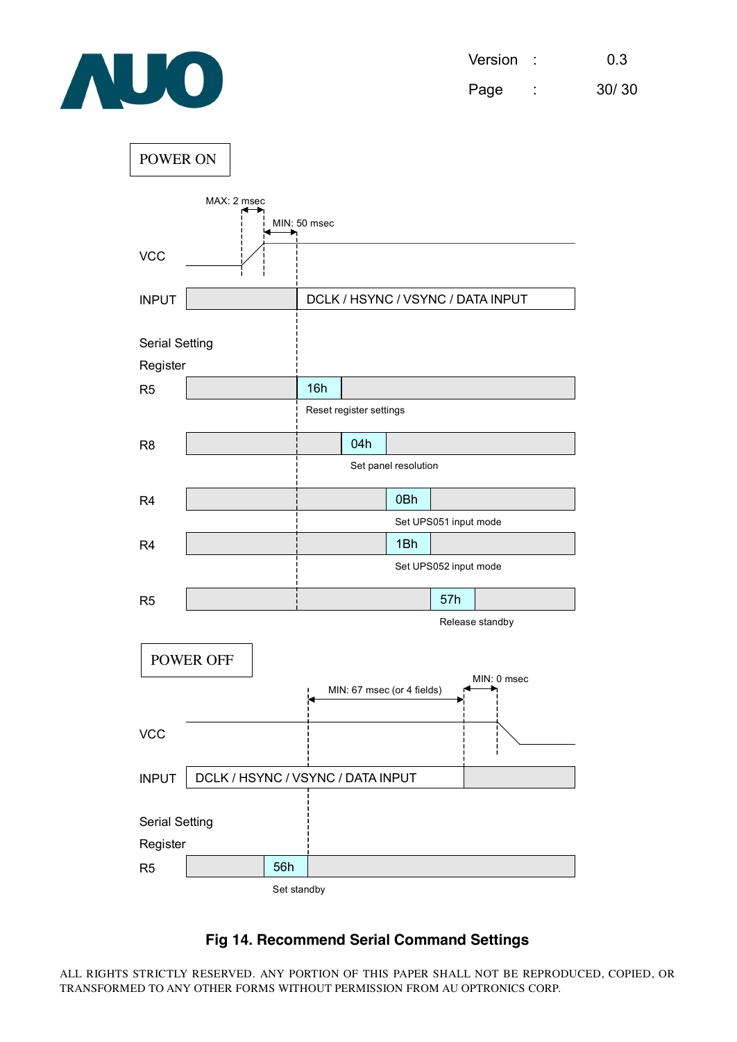POWER ON

MAX: 2 msec

MIN: 50 msec

VCC

INPUT

DCLK / HSYNC / VSYNC / DATA INPUT

Serial Setting

Register

R5

16h

Reset register settings

R8

04h

Set panel resolution

R4

0Bh

Set UPS051 input mode

R4

1Bh

Set UPS052 input mode

R5

57h

Release standby

POWER OFF

MIN: 0 msec

MIN: 67 msec (or 4 fields)

VCC

INPUT

DCLK / HSYNC / VSYNC / DATA INPUT

Serial Setting

Register

R5

56h

Set standby

**Fig 14. Recommend Serial Command Settings**

ALL RIGHTS STRICTLY RESERVED. ANY PORTION OF THIS PAPER SHALL NOT BE REPRODUCED, COPIED, OR TRANSFORMED TO ANY OTHER FORMS WITHOUT PERMISSION FROM AU OPTRONICS CORP.